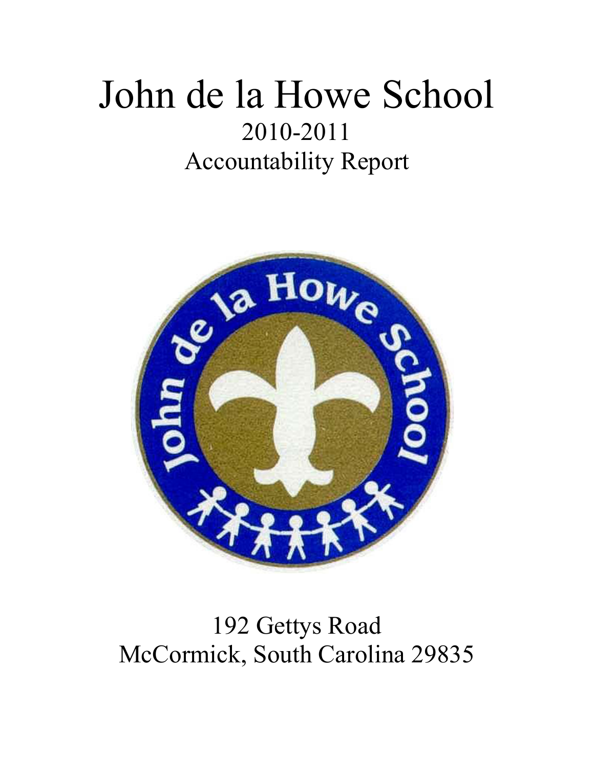# John de la Howe School

2010-2011

Accountability Report

192 Gettys Road

McCormick, South Carolina 29835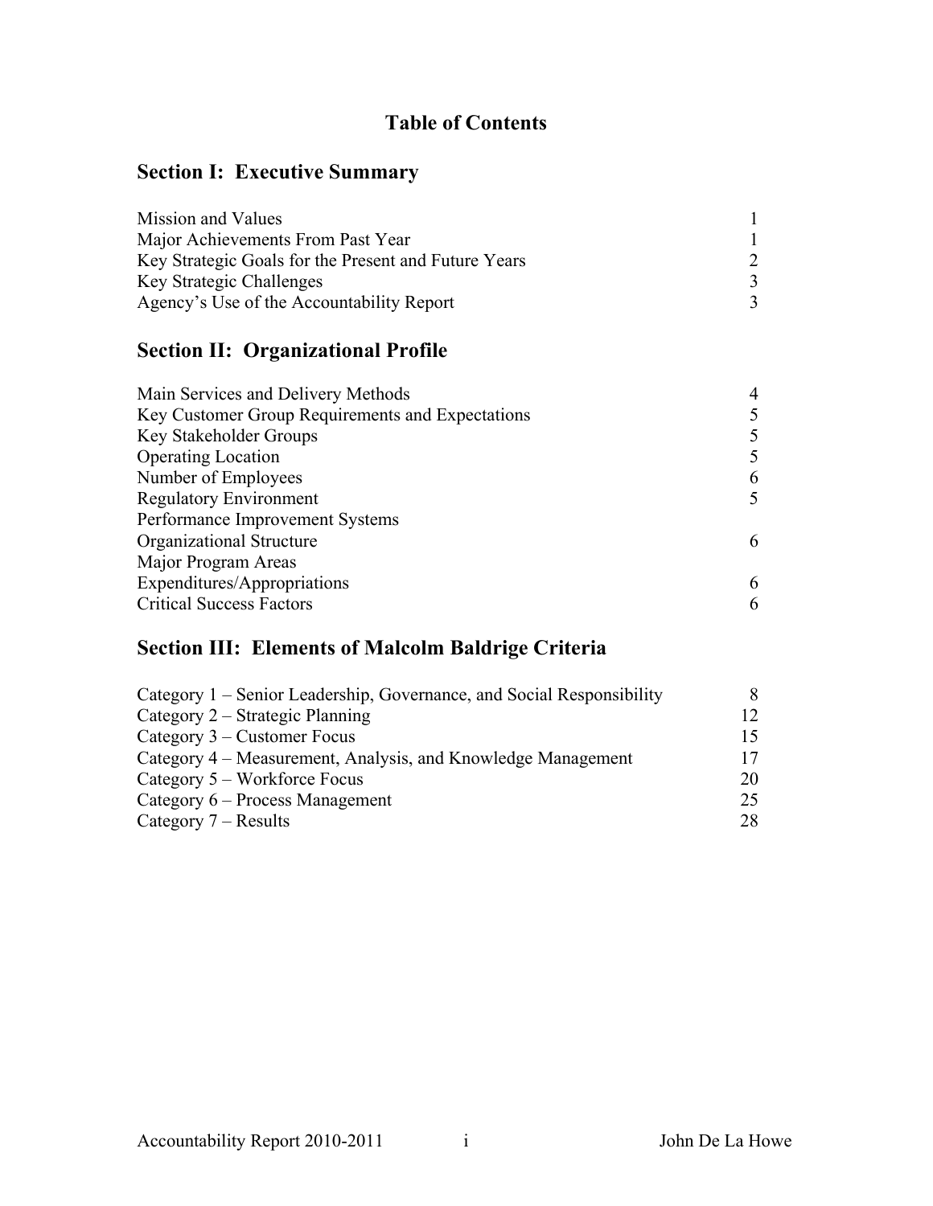# Table of Contents

## Section I: Executive Summary

| | |
|---|---|
| Mission and Values | 1 |
| Major Achievements From Past Year | 1 |
| Key Strategic Goals for the Present and Future Years | 2 |
| Key Strategic Challenges | 3 |
| Agency's Use of the Accountability Report | 3 |

## Section II: Organizational Profile

| | |
|---|---|
| Main Services and Delivery Methods | 4 |
| Key Customer Group Requirements and Expectations | 5 |
| Key Stakeholder Groups | 5 |
| Operating Location | 5 |
| Number of Employees | 6 |
| Regulatory Environment | 5 |
| Performance Improvement Systems | |
| Organizational Structure | 6 |
| Major Program Areas | |
| Expenditures/Appropriations | 6 |
| Critical Success Factors | 6 |

## Section III: Elements of Malcolm Baldrige Criteria

| | |
|---|---|
| Category 1 – Senior Leadership, Governance, and Social Responsibility | 8 |
| Category 2 – Strategic Planning | 12 |
| Category 3 – Customer Focus | 15 |
| Category 4 – Measurement, Analysis, and Knowledge Management | 17 |
| Category 5 – Workforce Focus | 20 |
| Category 6 – Process Management | 25 |
| Category 7 – Results | 28 |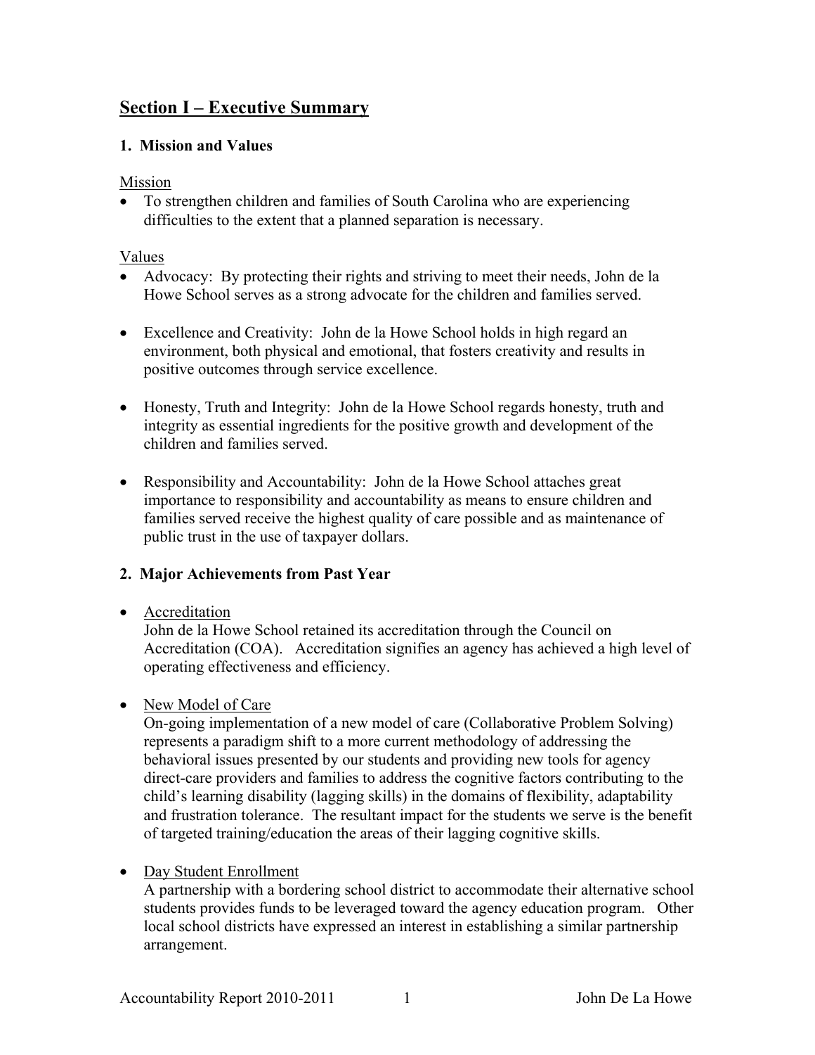## Section I – Executive Summary

### 1. Mission and Values

Mission

- To strengthen children and families of South Carolina who are experiencing difficulties to the extent that a planned separation is necessary.

Values

- Advocacy: By protecting their rights and striving to meet their needs, John de la Howe School serves as a strong advocate for the children and families served.
- Excellence and Creativity: John de la Howe School holds in high regard an environment, both physical and emotional, that fosters creativity and results in positive outcomes through service excellence.
- Honesty, Truth and Integrity: John de la Howe School regards honesty, truth and integrity as essential ingredients for the positive growth and development of the children and families served.
- Responsibility and Accountability: John de la Howe School attaches great importance to responsibility and accountability as means to ensure children and families served receive the highest quality of care possible and as maintenance of public trust in the use of taxpayer dollars.

### 2. Major Achievements from Past Year

- Accreditation
  John de la Howe School retained its accreditation through the Council on Accreditation (COA). Accreditation signifies an agency has achieved a high level of operating effectiveness and efficiency.
- New Model of Care
  On-going implementation of a new model of care (Collaborative Problem Solving) represents a paradigm shift to a more current methodology of addressing the behavioral issues presented by our students and providing new tools for agency direct-care providers and families to address the cognitive factors contributing to the child's learning disability (lagging skills) in the domains of flexibility, adaptability and frustration tolerance. The resultant impact for the students we serve is the benefit of targeted training/education the areas of their lagging cognitive skills.
- Day Student Enrollment
  A partnership with a bordering school district to accommodate their alternative school students provides funds to be leveraged toward the agency education program. Other local school districts have expressed an interest in establishing a similar partnership arrangement.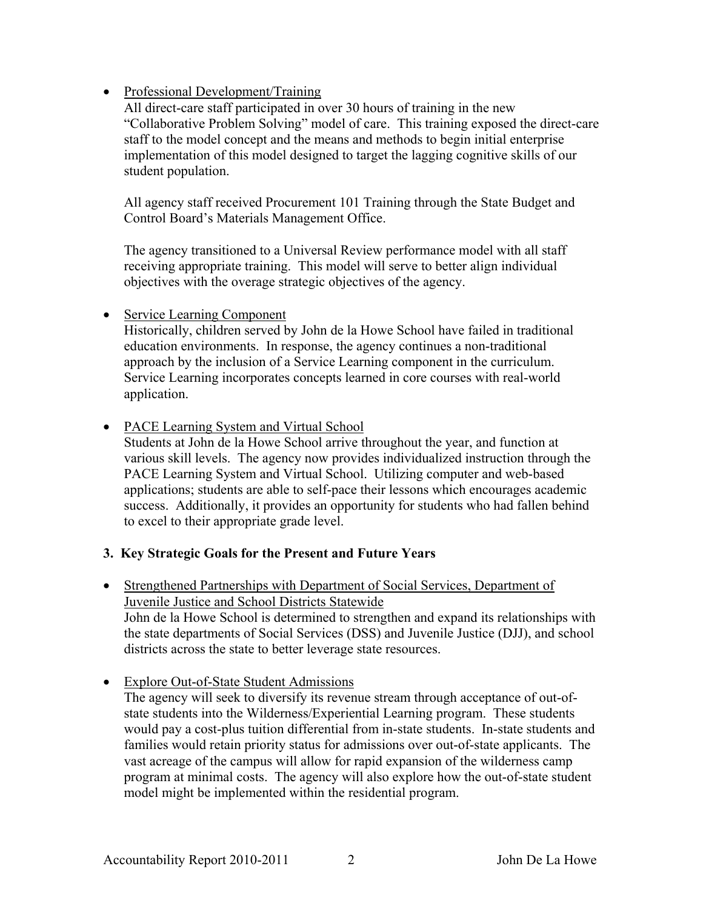- Professional Development/Training

  All direct-care staff participated in over 30 hours of training in the new "Collaborative Problem Solving" model of care. This training exposed the direct-care staff to the model concept and the means and methods to begin initial enterprise implementation of this model designed to target the lagging cognitive skills of our student population.

  All agency staff received Procurement 101 Training through the State Budget and Control Board's Materials Management Office.

  The agency transitioned to a Universal Review performance model with all staff receiving appropriate training. This model will serve to better align individual objectives with the overage strategic objectives of the agency.

- Service Learning Component

  Historically, children served by John de la Howe School have failed in traditional education environments. In response, the agency continues a non-traditional approach by the inclusion of a Service Learning component in the curriculum. Service Learning incorporates concepts learned in core courses with real-world application.

- PACE Learning System and Virtual School

  Students at John de la Howe School arrive throughout the year, and function at various skill levels. The agency now provides individualized instruction through the PACE Learning System and Virtual School. Utilizing computer and web-based applications; students are able to self-pace their lessons which encourages academic success. Additionally, it provides an opportunity for students who had fallen behind to excel to their appropriate grade level.

### 3. Key Strategic Goals for the Present and Future Years

- Strengthened Partnerships with Department of Social Services, Department of Juvenile Justice and School Districts Statewide

  John de la Howe School is determined to strengthen and expand its relationships with the state departments of Social Services (DSS) and Juvenile Justice (DJJ), and school districts across the state to better leverage state resources.

- Explore Out-of-State Student Admissions

  The agency will seek to diversify its revenue stream through acceptance of out-of-state students into the Wilderness/Experiential Learning program. These students would pay a cost-plus tuition differential from in-state students. In-state students and families would retain priority status for admissions over out-of-state applicants. The vast acreage of the campus will allow for rapid expansion of the wilderness camp program at minimal costs. The agency will also explore how the out-of-state student model might be implemented within the residential program.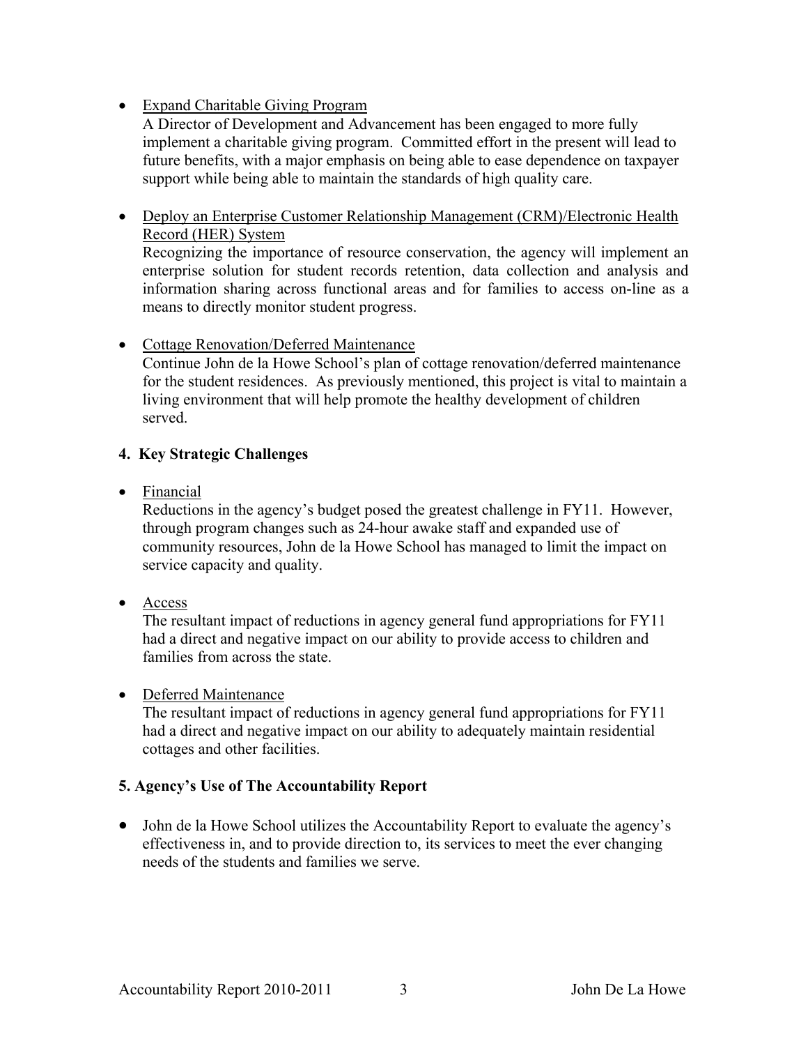- Expand Charitable Giving Program

  A Director of Development and Advancement has been engaged to more fully implement a charitable giving program. Committed effort in the present will lead to future benefits, with a major emphasis on being able to ease dependence on taxpayer support while being able to maintain the standards of high quality care.

- Deploy an Enterprise Customer Relationship Management (CRM)/Electronic Health Record (HER) System

  Recognizing the importance of resource conservation, the agency will implement an enterprise solution for student records retention, data collection and analysis and information sharing across functional areas and for families to access on-line as a means to directly monitor student progress.

- Cottage Renovation/Deferred Maintenance

  Continue John de la Howe School's plan of cottage renovation/deferred maintenance for the student residences. As previously mentioned, this project is vital to maintain a living environment that will help promote the healthy development of children served.

## 4. Key Strategic Challenges

- Financial

  Reductions in the agency's budget posed the greatest challenge in FY11. However, through program changes such as 24-hour awake staff and expanded use of community resources, John de la Howe School has managed to limit the impact on service capacity and quality.

- Access

  The resultant impact of reductions in agency general fund appropriations for FY11 had a direct and negative impact on our ability to provide access to children and families from across the state.

- Deferred Maintenance

  The resultant impact of reductions in agency general fund appropriations for FY11 had a direct and negative impact on our ability to adequately maintain residential cottages and other facilities.

## 5. Agency's Use of The Accountability Report

- John de la Howe School utilizes the Accountability Report to evaluate the agency's effectiveness in, and to provide direction to, its services to meet the ever changing needs of the students and families we serve.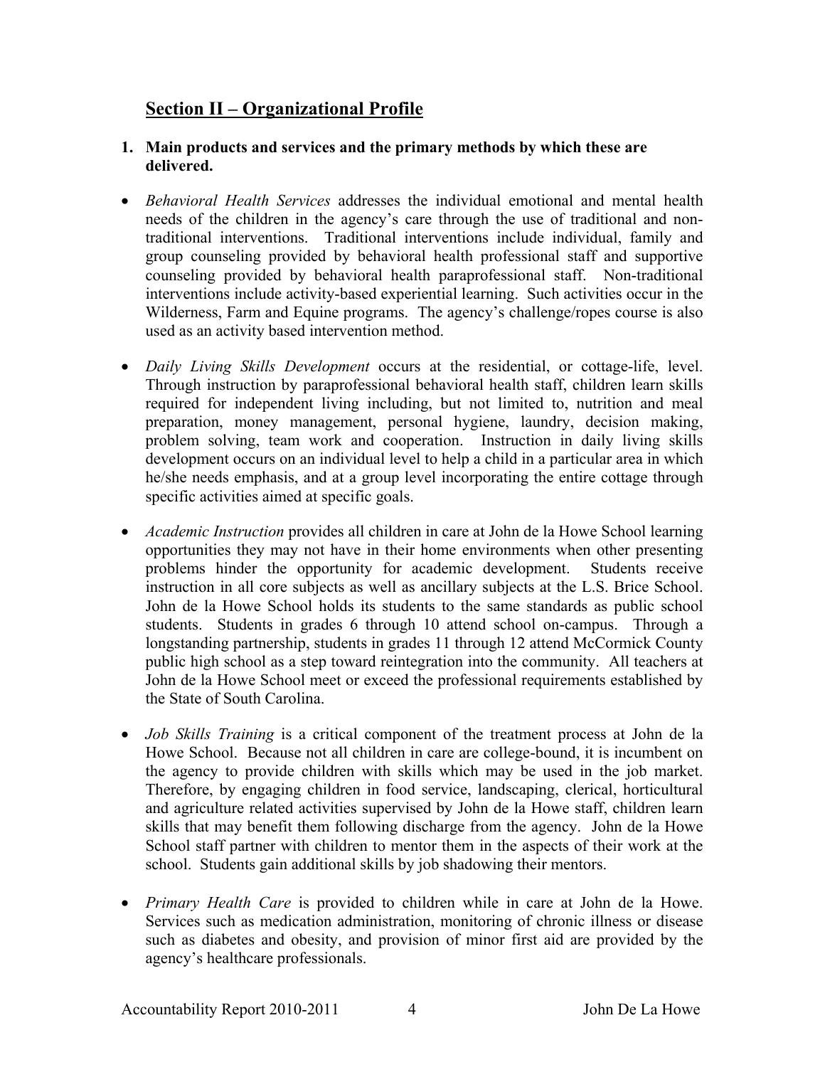## Section II – Organizational Profile

**1. Main products and services and the primary methods by which these are delivered.**

- *Behavioral Health Services* addresses the individual emotional and mental health needs of the children in the agency's care through the use of traditional and non-traditional interventions. Traditional interventions include individual, family and group counseling provided by behavioral health professional staff and supportive counseling provided by behavioral health paraprofessional staff. Non-traditional interventions include activity-based experiential learning. Such activities occur in the Wilderness, Farm and Equine programs. The agency's challenge/ropes course is also used as an activity based intervention method.

- *Daily Living Skills Development* occurs at the residential, or cottage-life, level. Through instruction by paraprofessional behavioral health staff, children learn skills required for independent living including, but not limited to, nutrition and meal preparation, money management, personal hygiene, laundry, decision making, problem solving, team work and cooperation. Instruction in daily living skills development occurs on an individual level to help a child in a particular area in which he/she needs emphasis, and at a group level incorporating the entire cottage through specific activities aimed at specific goals.

- *Academic Instruction* provides all children in care at John de la Howe School learning opportunities they may not have in their home environments when other presenting problems hinder the opportunity for academic development. Students receive instruction in all core subjects as well as ancillary subjects at the L.S. Brice School. John de la Howe School holds its students to the same standards as public school students. Students in grades 6 through 10 attend school on-campus. Through a longstanding partnership, students in grades 11 through 12 attend McCormick County public high school as a step toward reintegration into the community. All teachers at John de la Howe School meet or exceed the professional requirements established by the State of South Carolina.

- *Job Skills Training* is a critical component of the treatment process at John de la Howe School. Because not all children in care are college-bound, it is incumbent on the agency to provide children with skills which may be used in the job market. Therefore, by engaging children in food service, landscaping, clerical, horticultural and agriculture related activities supervised by John de la Howe staff, children learn skills that may benefit them following discharge from the agency. John de la Howe School staff partner with children to mentor them in the aspects of their work at the school. Students gain additional skills by job shadowing their mentors.

- *Primary Health Care* is provided to children while in care at John de la Howe. Services such as medication administration, monitoring of chronic illness or disease such as diabetes and obesity, and provision of minor first aid are provided by the agency's healthcare professionals.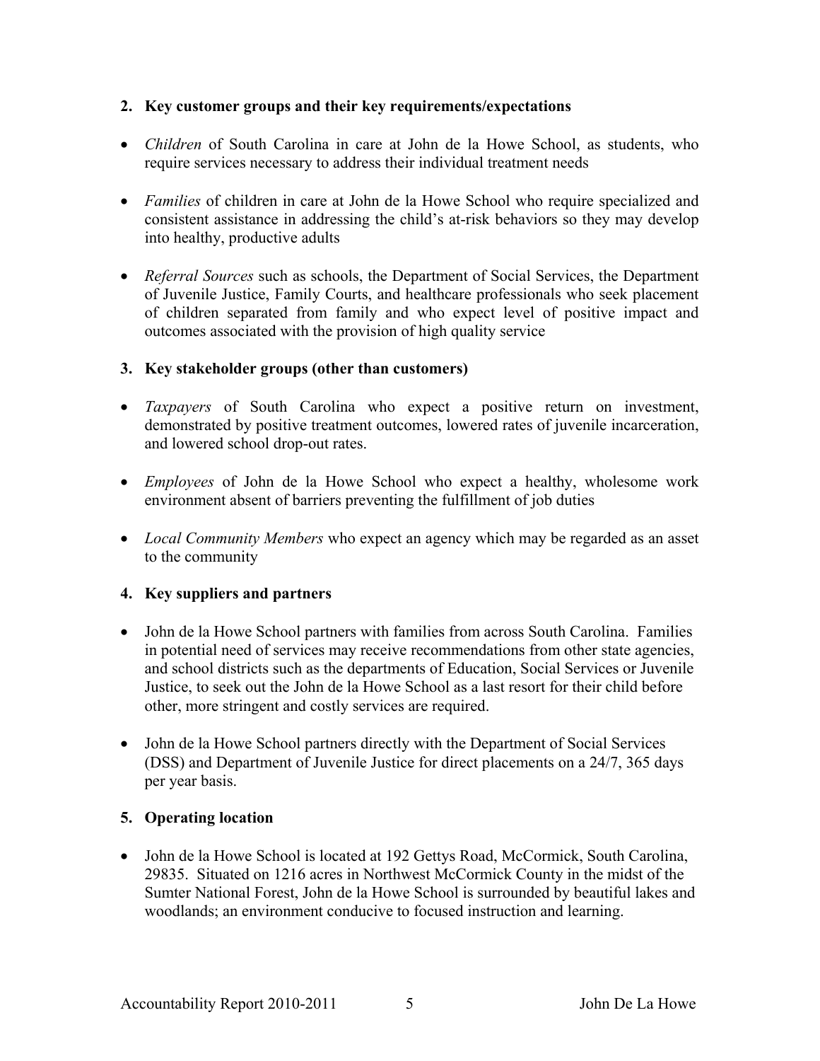**2. Key customer groups and their key requirements/expectations**

- *Children* of South Carolina in care at John de la Howe School, as students, who require services necessary to address their individual treatment needs

- *Families* of children in care at John de la Howe School who require specialized and consistent assistance in addressing the child's at-risk behaviors so they may develop into healthy, productive adults

- *Referral Sources* such as schools, the Department of Social Services, the Department of Juvenile Justice, Family Courts, and healthcare professionals who seek placement of children separated from family and who expect level of positive impact and outcomes associated with the provision of high quality service

**3. Key stakeholder groups (other than customers)**

- *Taxpayers* of South Carolina who expect a positive return on investment, demonstrated by positive treatment outcomes, lowered rates of juvenile incarceration, and lowered school drop-out rates.

- *Employees* of John de la Howe School who expect a healthy, wholesome work environment absent of barriers preventing the fulfillment of job duties

- *Local Community Members* who expect an agency which may be regarded as an asset to the community

**4. Key suppliers and partners**

- John de la Howe School partners with families from across South Carolina. Families in potential need of services may receive recommendations from other state agencies, and school districts such as the departments of Education, Social Services or Juvenile Justice, to seek out the John de la Howe School as a last resort for their child before other, more stringent and costly services are required.

- John de la Howe School partners directly with the Department of Social Services (DSS) and Department of Juvenile Justice for direct placements on a 24/7, 365 days per year basis.

**5. Operating location**

- John de la Howe School is located at 192 Gettys Road, McCormick, South Carolina, 29835. Situated on 1216 acres in Northwest McCormick County in the midst of the Sumter National Forest, John de la Howe School is surrounded by beautiful lakes and woodlands; an environment conducive to focused instruction and learning.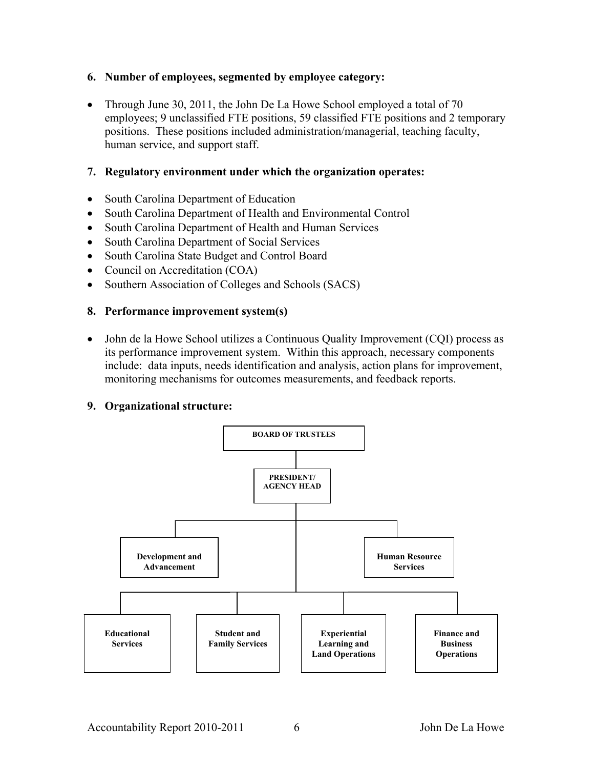**6. Number of employees, segmented by employee category:**

- Through June 30, 2011, the John De La Howe School employed a total of 70 employees; 9 unclassified FTE positions, 59 classified FTE positions and 2 temporary positions. These positions included administration/managerial, teaching faculty, human service, and support staff.

**7. Regulatory environment under which the organization operates:**

- South Carolina Department of Education
- South Carolina Department of Health and Environmental Control
- South Carolina Department of Health and Human Services
- South Carolina Department of Social Services
- South Carolina State Budget and Control Board
- Council on Accreditation (COA)
- Southern Association of Colleges and Schools (SACS)

**8. Performance improvement system(s)**

- John de la Howe School utilizes a Continuous Quality Improvement (CQI) process as its performance improvement system. Within this approach, necessary components include: data inputs, needs identification and analysis, action plans for improvement, monitoring mechanisms for outcomes measurements, and feedback reports.

**9. Organizational structure:**

- BOARD OF TRUSTEES
  - PRESIDENT/ AGENCY HEAD
    - Development and Advancement
    - Human Resource Services
    - Educational Services
    - Student and Family Services
    - Experiential Learning and Land Operations
    - Finance and Business Operations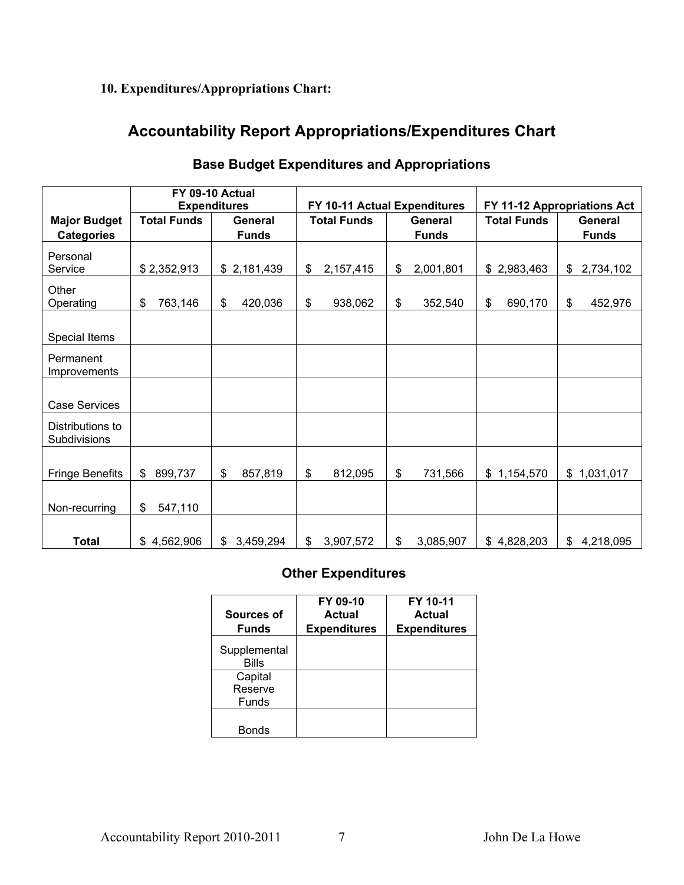**10. Expenditures/Appropriations Chart:**

## Accountability Report Appropriations/Expenditures Chart

### Base Budget Expenditures and Appropriations

| | FY 09-10 Actual Expenditures | | FY 10-11 Actual Expenditures | | FY 11-12 Appropriations Act | |
|---|---|---|---|---|---|---|
| **Major Budget Categories** | **Total Funds** | **General Funds** | **Total Funds** | **General Funds** | **Total Funds** | **General Funds** |
| Personal Service | $ 2,352,913 | $ 2,181,439 | $ 2,157,415 | $ 2,001,801 | $ 2,983,463 | $ 2,734,102 |
| Other Operating | $ 763,146 | $ 420,036 | $ 938,062 | $ 352,540 | $ 690,170 | $ 452,976 |
| Special Items | | | | | | |
| Permanent Improvements | | | | | | |
| Case Services | | | | | | |
| Distributions to Subdivisions | | | | | | |
| Fringe Benefits | $ 899,737 | $ 857,819 | $ 812,095 | $ 731,566 | $ 1,154,570 | $ 1,031,017 |
| Non-recurring | $ 547,110 | | | | | |
| **Total** | $ 4,562,906 | $ 3,459,294 | $ 3,907,572 | $ 3,085,907 | $ 4,828,203 | $ 4,218,095 |

### Other Expenditures

| Sources of Funds | FY 09-10 Actual Expenditures | FY 10-11 Actual Expenditures |
|---|---|---|
| Supplemental Bills | | |
| Capital Reserve Funds | | |
| Bonds | | |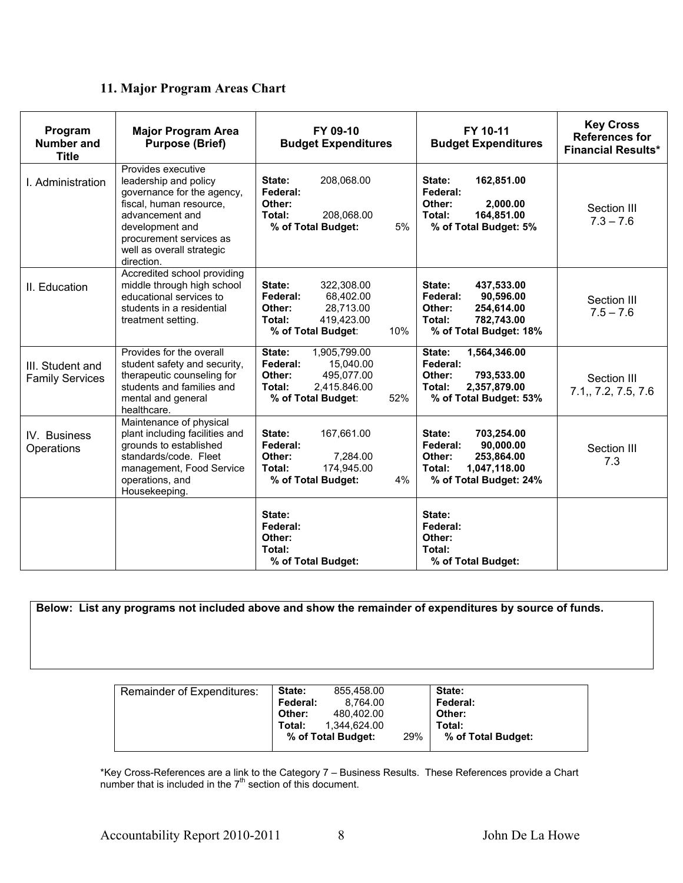### 11. Major Program Areas Chart

| Program Number and Title | Major Program Area Purpose (Brief) | FY 09-10 Budget Expenditures | FY 10-11 Budget Expenditures | Key Cross References for Financial Results* |
|---|---|---|---|---|
| I. Administration | Provides executive leadership and policy governance for the agency, fiscal, human resource, advancement and development and procurement services as well as overall strategic direction. | State: 208,068.00<br>Federal:<br>Other:<br>Total: 208,068.00<br>% of Total Budget: 5% | **State: 162,851.00**<br>**Federal:**<br>**Other: 2,000.00**<br>**Total: 164,851.00**<br>**% of Total Budget: 5%** | Section III 7.3 – 7.6 |
| II. Education | Accredited school providing middle through high school educational services to students in a residential treatment setting. | State: 322,308.00<br>Federal: 68,402.00<br>Other: 28,713.00<br>Total: 419,423.00<br>% of Total Budget: 10% | **State: 437,533.00**<br>**Federal: 90,596.00**<br>**Other: 254,614.00**<br>**Total: 782,743.00**<br>**% of Total Budget: 18%** | Section III 7.5 – 7.6 |
| III. Student and Family Services | Provides for the overall student safety and security, therapeutic counseling for students and families and mental and general healthcare. | State: 1,905,799.00<br>Federal: 15,040.00<br>Other: 495,077.00<br>Total: 2,415.846.00<br>% of Total Budget: 52% | **State: 1,564,346.00**<br>**Federal:**<br>**Other: 793,533.00**<br>**Total: 2,357,879.00**<br>**% of Total Budget: 53%** | Section III 7.1,, 7.2, 7.5, 7.6 |
| IV. Business Operations | Maintenance of physical plant including facilities and grounds to established standards/code. Fleet management, Food Service operations, and Housekeeping. | State: 167,661.00<br>Federal:<br>Other: 7,284.00<br>Total: 174,945.00<br>% of Total Budget: 4% | **State: 703,254.00**<br>**Federal: 90,000.00**<br>**Other: 253,864.00**<br>**Total: 1,047,118.00**<br>**% of Total Budget: 24%** | Section III 7.3 |
| | | State:<br>Federal:<br>Other:<br>Total:<br>% of Total Budget: | State:<br>Federal:<br>Other:<br>Total:<br>% of Total Budget: | |

**Below: List any programs not included above and show the remainder of expenditures by source of funds.**

| Remainder of Expenditures: | FY 09-10 | FY 10-11 |
|---|---|---|
| | State: 855,458.00<br>Federal: 8,764.00<br>Other: 480,402.00<br>Total: 1,344,624.00<br>% of Total Budget: 29% | State:<br>Federal:<br>Other:<br>Total:<br>% of Total Budget: |

*Key Cross-References are a link to the Category 7 – Business Results. These References provide a Chart number that is included in the 7th section of this document.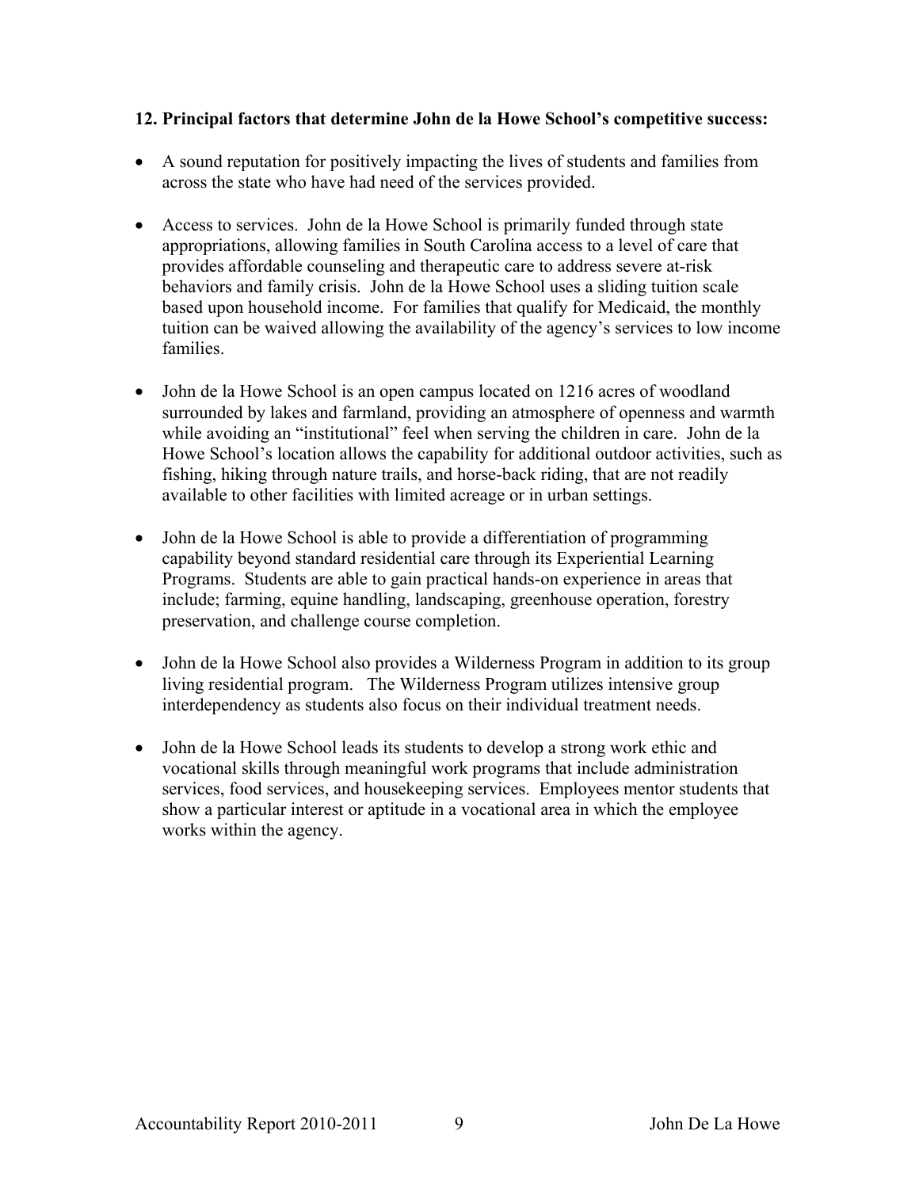**12. Principal factors that determine John de la Howe School's competitive success:**

- A sound reputation for positively impacting the lives of students and families from across the state who have had need of the services provided.

- Access to services. John de la Howe School is primarily funded through state appropriations, allowing families in South Carolina access to a level of care that provides affordable counseling and therapeutic care to address severe at-risk behaviors and family crisis. John de la Howe School uses a sliding tuition scale based upon household income. For families that qualify for Medicaid, the monthly tuition can be waived allowing the availability of the agency's services to low income families.

- John de la Howe School is an open campus located on 1216 acres of woodland surrounded by lakes and farmland, providing an atmosphere of openness and warmth while avoiding an "institutional" feel when serving the children in care. John de la Howe School's location allows the capability for additional outdoor activities, such as fishing, hiking through nature trails, and horse-back riding, that are not readily available to other facilities with limited acreage or in urban settings.

- John de la Howe School is able to provide a differentiation of programming capability beyond standard residential care through its Experiential Learning Programs. Students are able to gain practical hands-on experience in areas that include; farming, equine handling, landscaping, greenhouse operation, forestry preservation, and challenge course completion.

- John de la Howe School also provides a Wilderness Program in addition to its group living residential program. The Wilderness Program utilizes intensive group interdependency as students also focus on their individual treatment needs.

- John de la Howe School leads its students to develop a strong work ethic and vocational skills through meaningful work programs that include administration services, food services, and housekeeping services. Employees mentor students that show a particular interest or aptitude in a vocational area in which the employee works within the agency.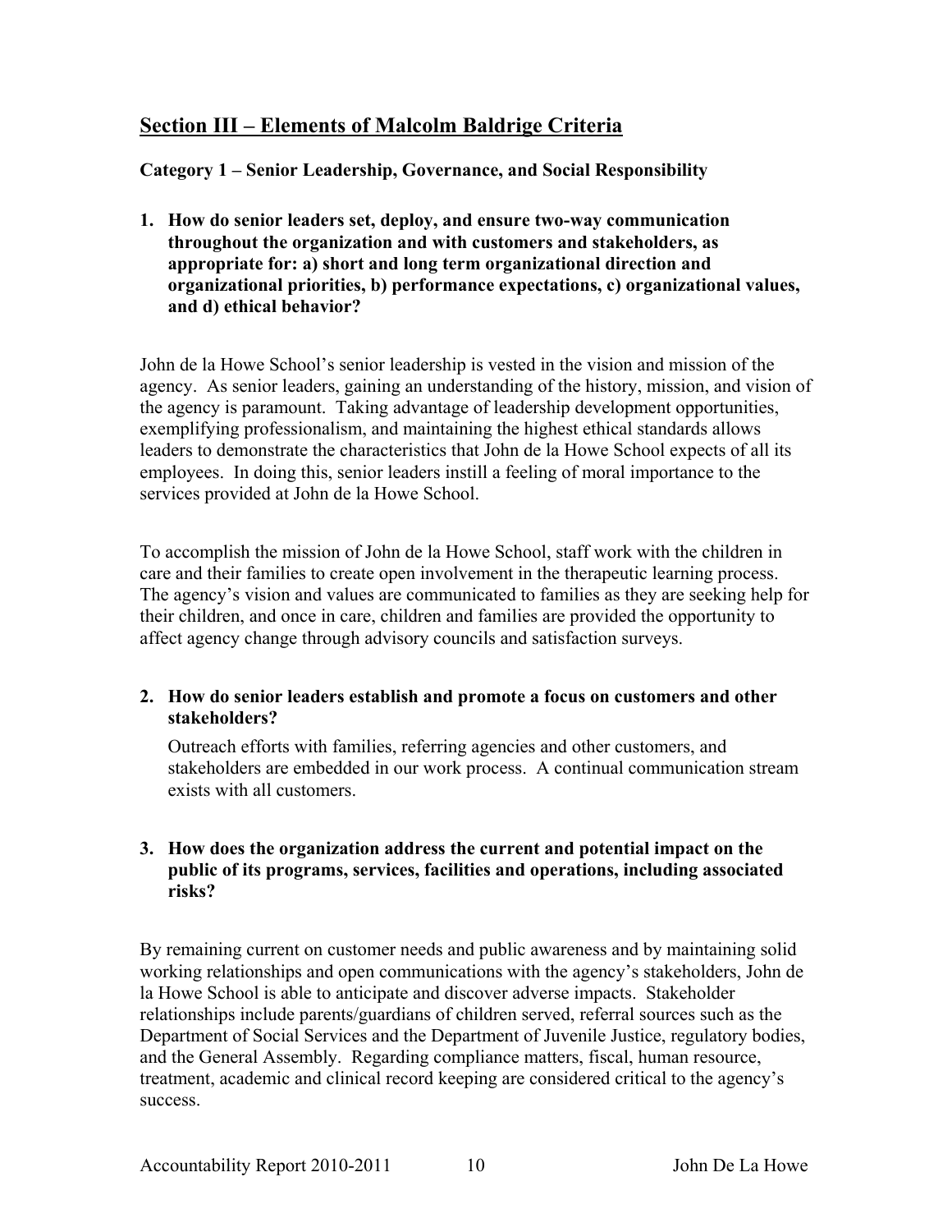## Section III – Elements of Malcolm Baldrige Criteria

### Category 1 – Senior Leadership, Governance, and Social Responsibility

**1. How do senior leaders set, deploy, and ensure two-way communication throughout the organization and with customers and stakeholders, as appropriate for: a) short and long term organizational direction and organizational priorities, b) performance expectations, c) organizational values, and d) ethical behavior?**

John de la Howe School's senior leadership is vested in the vision and mission of the agency. As senior leaders, gaining an understanding of the history, mission, and vision of the agency is paramount. Taking advantage of leadership development opportunities, exemplifying professionalism, and maintaining the highest ethical standards allows leaders to demonstrate the characteristics that John de la Howe School expects of all its employees. In doing this, senior leaders instill a feeling of moral importance to the services provided at John de la Howe School.

To accomplish the mission of John de la Howe School, staff work with the children in care and their families to create open involvement in the therapeutic learning process. The agency's vision and values are communicated to families as they are seeking help for their children, and once in care, children and families are provided the opportunity to affect agency change through advisory councils and satisfaction surveys.

**2. How do senior leaders establish and promote a focus on customers and other stakeholders?**

Outreach efforts with families, referring agencies and other customers, and stakeholders are embedded in our work process. A continual communication stream exists with all customers.

**3. How does the organization address the current and potential impact on the public of its programs, services, facilities and operations, including associated risks?**

By remaining current on customer needs and public awareness and by maintaining solid working relationships and open communications with the agency's stakeholders, John de la Howe School is able to anticipate and discover adverse impacts. Stakeholder relationships include parents/guardians of children served, referral sources such as the Department of Social Services and the Department of Juvenile Justice, regulatory bodies, and the General Assembly. Regarding compliance matters, fiscal, human resource, treatment, academic and clinical record keeping are considered critical to the agency's success.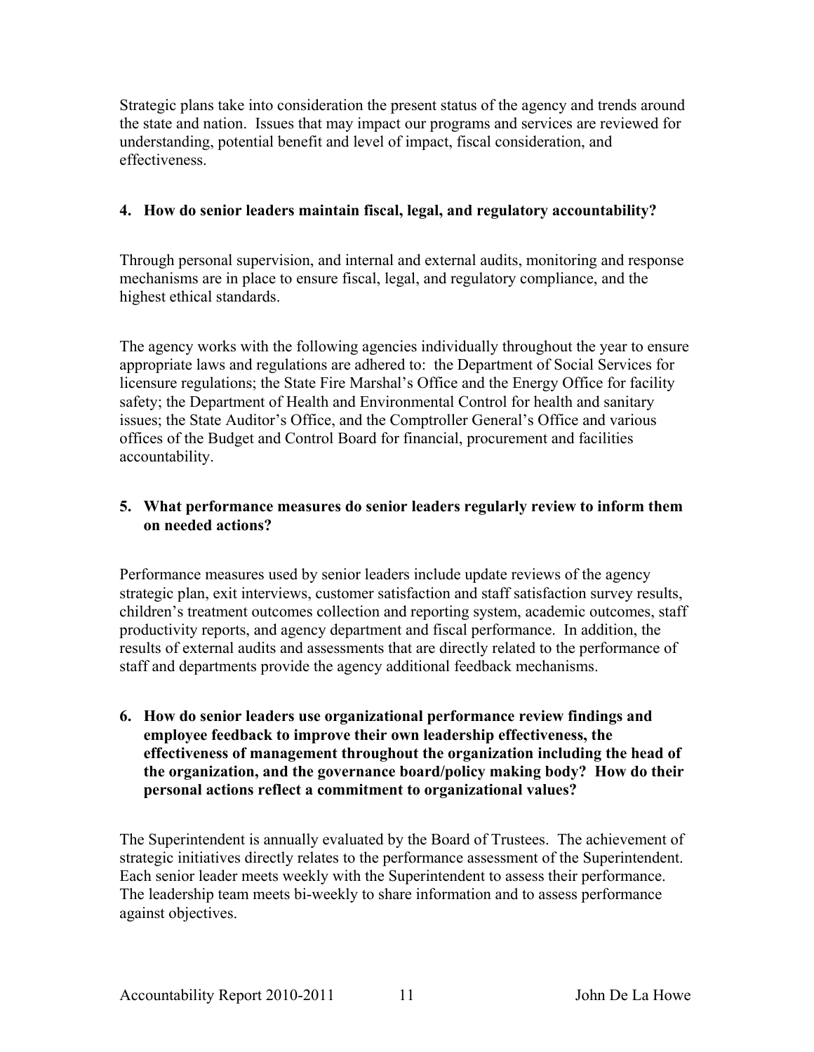Strategic plans take into consideration the present status of the agency and trends around the state and nation. Issues that may impact our programs and services are reviewed for understanding, potential benefit and level of impact, fiscal consideration, and effectiveness.

**4. How do senior leaders maintain fiscal, legal, and regulatory accountability?**

Through personal supervision, and internal and external audits, monitoring and response mechanisms are in place to ensure fiscal, legal, and regulatory compliance, and the highest ethical standards.

The agency works with the following agencies individually throughout the year to ensure appropriate laws and regulations are adhered to: the Department of Social Services for licensure regulations; the State Fire Marshal's Office and the Energy Office for facility safety; the Department of Health and Environmental Control for health and sanitary issues; the State Auditor's Office, and the Comptroller General's Office and various offices of the Budget and Control Board for financial, procurement and facilities accountability.

**5. What performance measures do senior leaders regularly review to inform them on needed actions?**

Performance measures used by senior leaders include update reviews of the agency strategic plan, exit interviews, customer satisfaction and staff satisfaction survey results, children's treatment outcomes collection and reporting system, academic outcomes, staff productivity reports, and agency department and fiscal performance. In addition, the results of external audits and assessments that are directly related to the performance of staff and departments provide the agency additional feedback mechanisms.

**6. How do senior leaders use organizational performance review findings and employee feedback to improve their own leadership effectiveness, the effectiveness of management throughout the organization including the head of the organization, and the governance board/policy making body? How do their personal actions reflect a commitment to organizational values?**

The Superintendent is annually evaluated by the Board of Trustees. The achievement of strategic initiatives directly relates to the performance assessment of the Superintendent. Each senior leader meets weekly with the Superintendent to assess their performance. The leadership team meets bi-weekly to share information and to assess performance against objectives.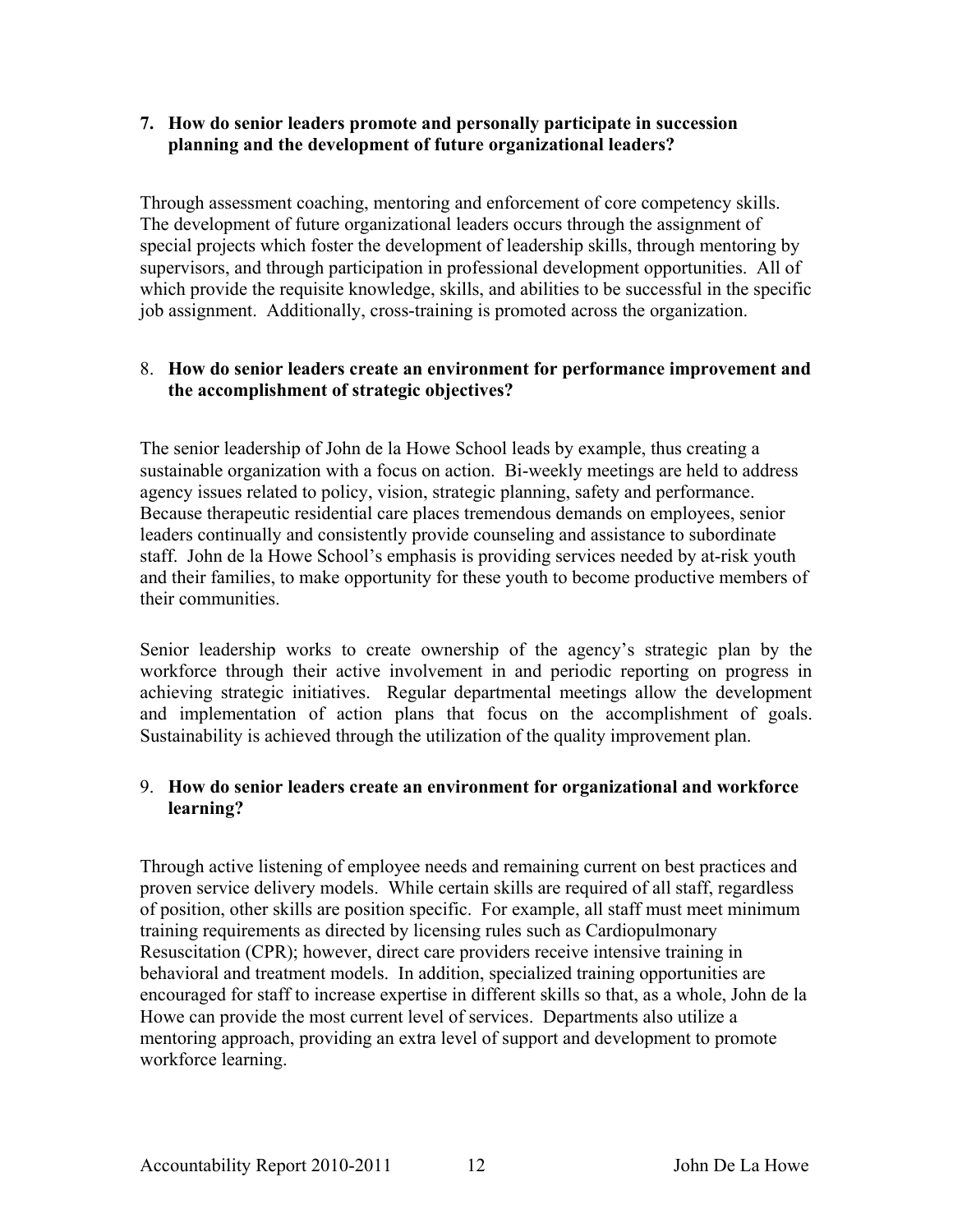**7. How do senior leaders promote and personally participate in succession planning and the development of future organizational leaders?**

Through assessment coaching, mentoring and enforcement of core competency skills. The development of future organizational leaders occurs through the assignment of special projects which foster the development of leadership skills, through mentoring by supervisors, and through participation in professional development opportunities. All of which provide the requisite knowledge, skills, and abilities to be successful in the specific job assignment. Additionally, cross-training is promoted across the organization.

8. **How do senior leaders create an environment for performance improvement and the accomplishment of strategic objectives?**

The senior leadership of John de la Howe School leads by example, thus creating a sustainable organization with a focus on action. Bi-weekly meetings are held to address agency issues related to policy, vision, strategic planning, safety and performance. Because therapeutic residential care places tremendous demands on employees, senior leaders continually and consistently provide counseling and assistance to subordinate staff. John de la Howe School's emphasis is providing services needed by at-risk youth and their families, to make opportunity for these youth to become productive members of their communities.

Senior leadership works to create ownership of the agency's strategic plan by the workforce through their active involvement in and periodic reporting on progress in achieving strategic initiatives. Regular departmental meetings allow the development and implementation of action plans that focus on the accomplishment of goals. Sustainability is achieved through the utilization of the quality improvement plan.

9. **How do senior leaders create an environment for organizational and workforce learning?**

Through active listening of employee needs and remaining current on best practices and proven service delivery models. While certain skills are required of all staff, regardless of position, other skills are position specific. For example, all staff must meet minimum training requirements as directed by licensing rules such as Cardiopulmonary Resuscitation (CPR); however, direct care providers receive intensive training in behavioral and treatment models. In addition, specialized training opportunities are encouraged for staff to increase expertise in different skills so that, as a whole, John de la Howe can provide the most current level of services. Departments also utilize a mentoring approach, providing an extra level of support and development to promote workforce learning.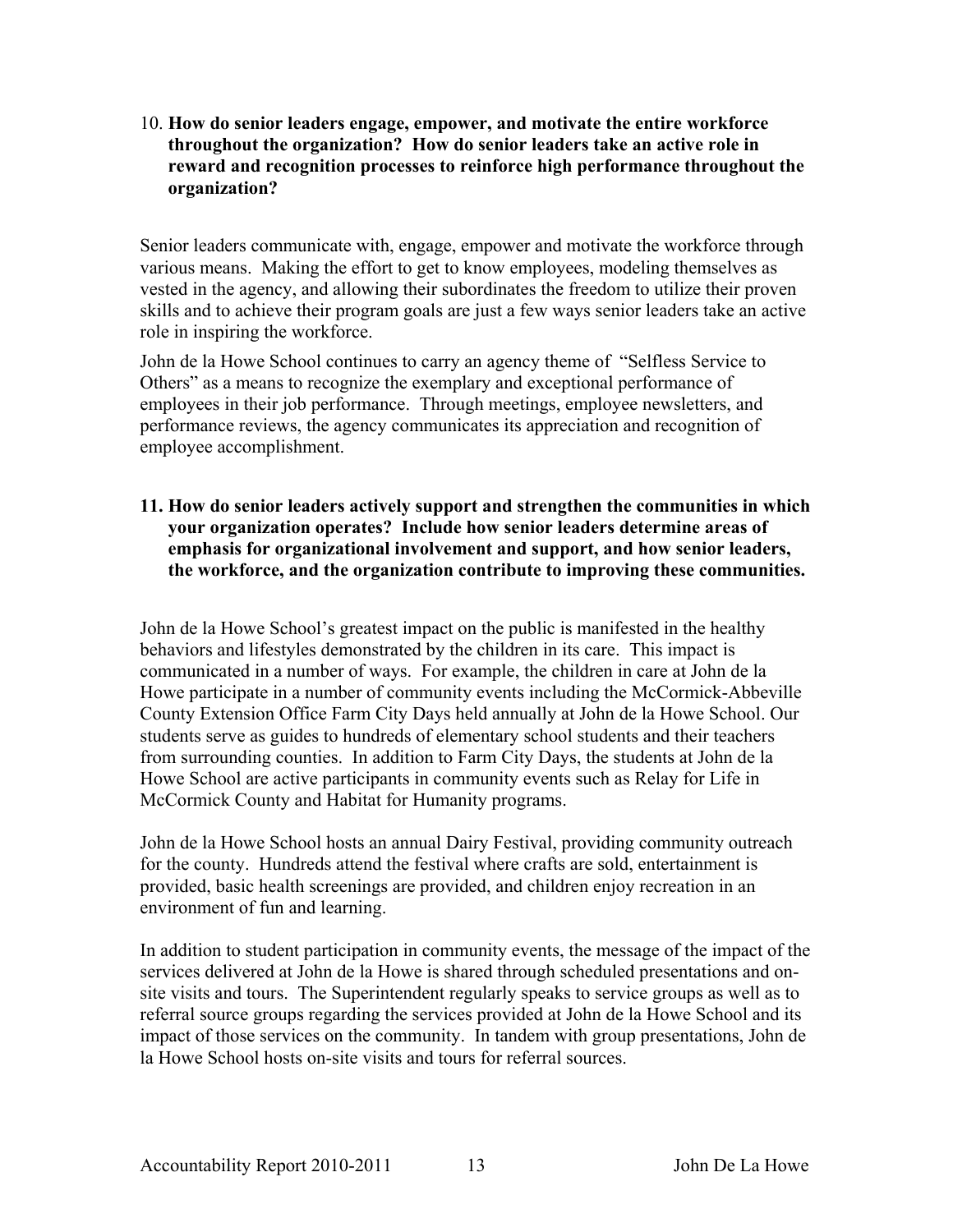10. **How do senior leaders engage, empower, and motivate the entire workforce throughout the organization? How do senior leaders take an active role in reward and recognition processes to reinforce high performance throughout the organization?**

Senior leaders communicate with, engage, empower and motivate the workforce through various means. Making the effort to get to know employees, modeling themselves as vested in the agency, and allowing their subordinates the freedom to utilize their proven skills and to achieve their program goals are just a few ways senior leaders take an active role in inspiring the workforce.

John de la Howe School continues to carry an agency theme of "Selfless Service to Others" as a means to recognize the exemplary and exceptional performance of employees in their job performance. Through meetings, employee newsletters, and performance reviews, the agency communicates its appreciation and recognition of employee accomplishment.

11. **How do senior leaders actively support and strengthen the communities in which your organization operates? Include how senior leaders determine areas of emphasis for organizational involvement and support, and how senior leaders, the workforce, and the organization contribute to improving these communities.**

John de la Howe School's greatest impact on the public is manifested in the healthy behaviors and lifestyles demonstrated by the children in its care. This impact is communicated in a number of ways. For example, the children in care at John de la Howe participate in a number of community events including the McCormick-Abbeville County Extension Office Farm City Days held annually at John de la Howe School. Our students serve as guides to hundreds of elementary school students and their teachers from surrounding counties. In addition to Farm City Days, the students at John de la Howe School are active participants in community events such as Relay for Life in McCormick County and Habitat for Humanity programs.

John de la Howe School hosts an annual Dairy Festival, providing community outreach for the county. Hundreds attend the festival where crafts are sold, entertainment is provided, basic health screenings are provided, and children enjoy recreation in an environment of fun and learning.

In addition to student participation in community events, the message of the impact of the services delivered at John de la Howe is shared through scheduled presentations and on-site visits and tours. The Superintendent regularly speaks to service groups as well as to referral source groups regarding the services provided at John de la Howe School and its impact of those services on the community. In tandem with group presentations, John de la Howe School hosts on-site visits and tours for referral sources.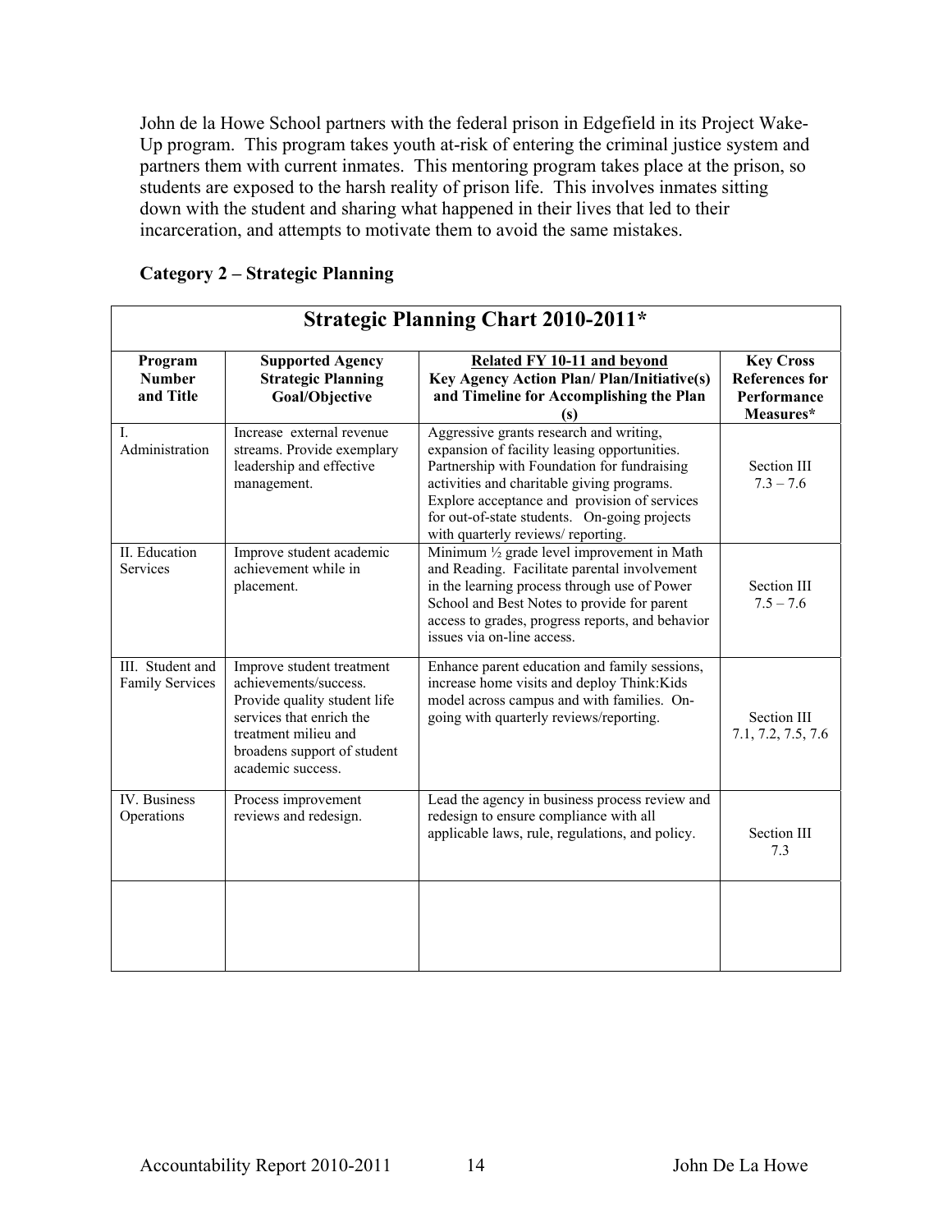John de la Howe School partners with the federal prison in Edgefield in its Project Wake-Up program. This program takes youth at-risk of entering the criminal justice system and partners them with current inmates. This mentoring program takes place at the prison, so students are exposed to the harsh reality of prison life. This involves inmates sitting down with the student and sharing what happened in their lives that led to their incarceration, and attempts to motivate them to avoid the same mistakes.

**Category 2 – Strategic Planning**

**Strategic Planning Chart 2010-2011***

| Program Number and Title | Supported Agency Strategic Planning Goal/Objective | Related FY 10-11 and beyond Key Agency Action Plan/ Plan/Initiative(s) and Timeline for Accomplishing the Plan (s) | Key Cross References for Performance Measures* |
|---|---|---|---|
| I. Administration | Increase external revenue streams. Provide exemplary leadership and effective management. | Aggressive grants research and writing, expansion of facility leasing opportunities. Partnership with Foundation for fundraising activities and charitable giving programs. Explore acceptance and provision of services for out-of-state students. On-going projects with quarterly reviews/ reporting. | Section III 7.3 – 7.6 |
| II. Education Services | Improve student academic achievement while in placement. | Minimum ½ grade level improvement in Math and Reading. Facilitate parental involvement in the learning process through use of Power School and Best Notes to provide for parent access to grades, progress reports, and behavior issues via on-line access. | Section III 7.5 – 7.6 |
| III. Student and Family Services | Improve student treatment achievements/success. Provide quality student life services that enrich the treatment milieu and broadens support of student academic success. | Enhance parent education and family sessions, increase home visits and deploy Think:Kids model across campus and with families. On-going with quarterly reviews/reporting. | Section III 7.1, 7.2, 7.5, 7.6 |
| IV. Business Operations | Process improvement reviews and redesign. | Lead the agency in business process review and redesign to ensure compliance with all applicable laws, rule, regulations, and policy. | Section III 7.3 |
| | | | |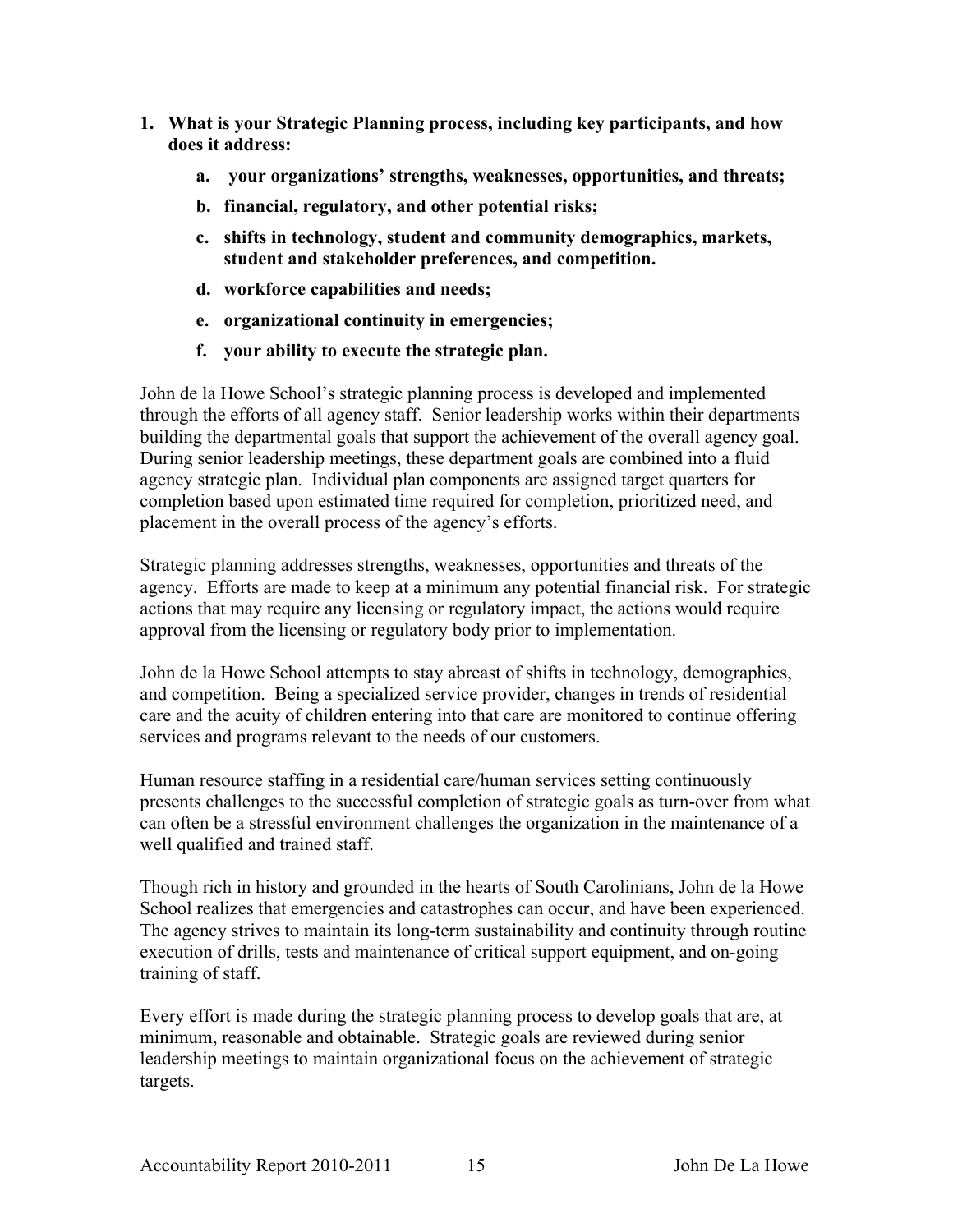1. **What is your Strategic Planning process, including key participants, and how does it address:**
    a. **your organizations' strengths, weaknesses, opportunities, and threats;**
    b. **financial, regulatory, and other potential risks;**
    c. **shifts in technology, student and community demographics, markets, student and stakeholder preferences, and competition.**
    d. **workforce capabilities and needs;**
    e. **organizational continuity in emergencies;**
    f. **your ability to execute the strategic plan.**

John de la Howe School's strategic planning process is developed and implemented through the efforts of all agency staff. Senior leadership works within their departments building the departmental goals that support the achievement of the overall agency goal. During senior leadership meetings, these department goals are combined into a fluid agency strategic plan. Individual plan components are assigned target quarters for completion based upon estimated time required for completion, prioritized need, and placement in the overall process of the agency's efforts.

Strategic planning addresses strengths, weaknesses, opportunities and threats of the agency. Efforts are made to keep at a minimum any potential financial risk. For strategic actions that may require any licensing or regulatory impact, the actions would require approval from the licensing or regulatory body prior to implementation.

John de la Howe School attempts to stay abreast of shifts in technology, demographics, and competition. Being a specialized service provider, changes in trends of residential care and the acuity of children entering into that care are monitored to continue offering services and programs relevant to the needs of our customers.

Human resource staffing in a residential care/human services setting continuously presents challenges to the successful completion of strategic goals as turn-over from what can often be a stressful environment challenges the organization in the maintenance of a well qualified and trained staff.

Though rich in history and grounded in the hearts of South Carolinians, John de la Howe School realizes that emergencies and catastrophes can occur, and have been experienced. The agency strives to maintain its long-term sustainability and continuity through routine execution of drills, tests and maintenance of critical support equipment, and on-going training of staff.

Every effort is made during the strategic planning process to develop goals that are, at minimum, reasonable and obtainable. Strategic goals are reviewed during senior leadership meetings to maintain organizational focus on the achievement of strategic targets.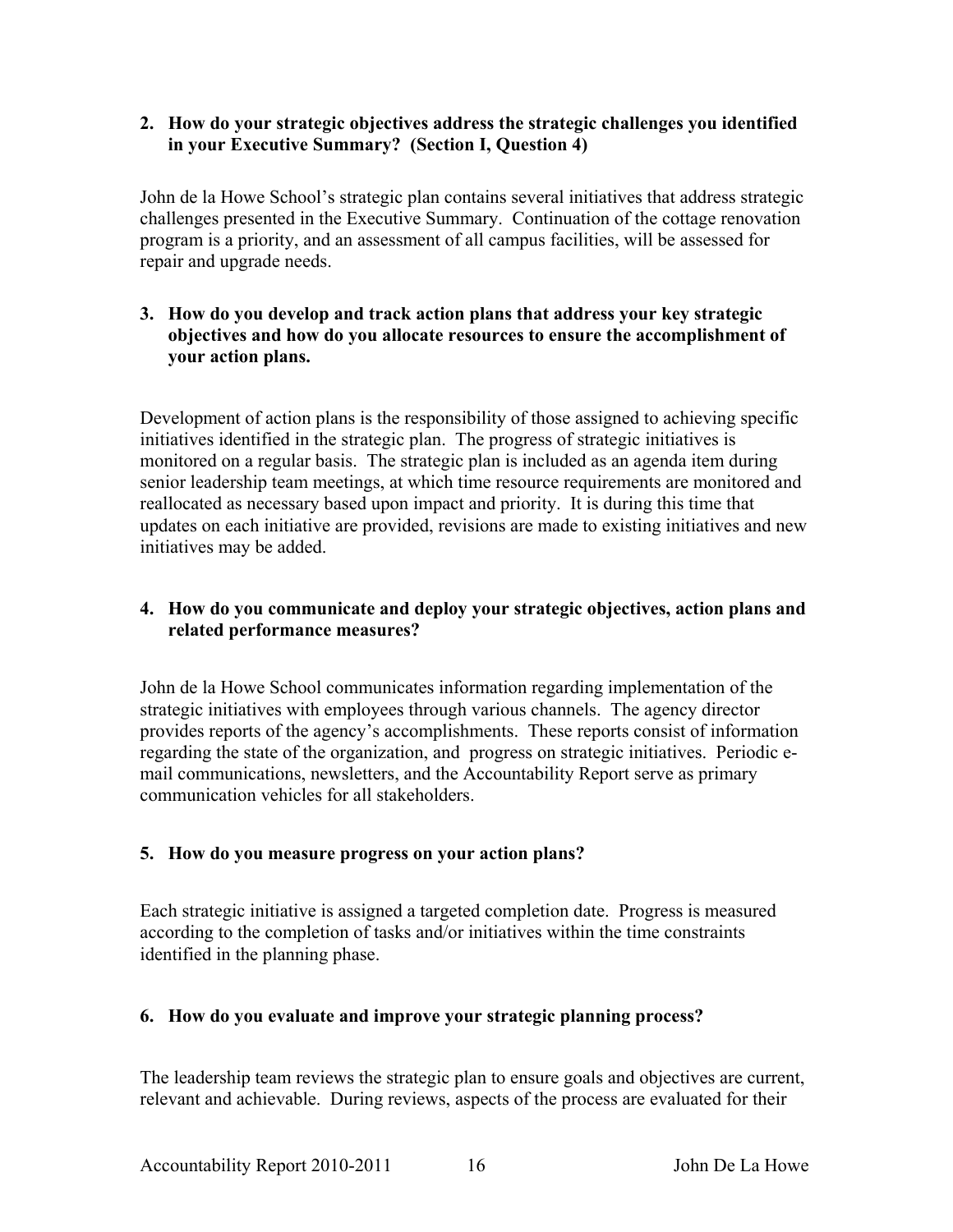**2. How do your strategic objectives address the strategic challenges you identified in your Executive Summary? (Section I, Question 4)**

John de la Howe School's strategic plan contains several initiatives that address strategic challenges presented in the Executive Summary. Continuation of the cottage renovation program is a priority, and an assessment of all campus facilities, will be assessed for repair and upgrade needs.

**3. How do you develop and track action plans that address your key strategic objectives and how do you allocate resources to ensure the accomplishment of your action plans.**

Development of action plans is the responsibility of those assigned to achieving specific initiatives identified in the strategic plan. The progress of strategic initiatives is monitored on a regular basis. The strategic plan is included as an agenda item during senior leadership team meetings, at which time resource requirements are monitored and reallocated as necessary based upon impact and priority. It is during this time that updates on each initiative are provided, revisions are made to existing initiatives and new initiatives may be added.

**4. How do you communicate and deploy your strategic objectives, action plans and related performance measures?**

John de la Howe School communicates information regarding implementation of the strategic initiatives with employees through various channels. The agency director provides reports of the agency's accomplishments. These reports consist of information regarding the state of the organization, and progress on strategic initiatives. Periodic e-mail communications, newsletters, and the Accountability Report serve as primary communication vehicles for all stakeholders.

**5. How do you measure progress on your action plans?**

Each strategic initiative is assigned a targeted completion date. Progress is measured according to the completion of tasks and/or initiatives within the time constraints identified in the planning phase.

**6. How do you evaluate and improve your strategic planning process?**

The leadership team reviews the strategic plan to ensure goals and objectives are current, relevant and achievable. During reviews, aspects of the process are evaluated for their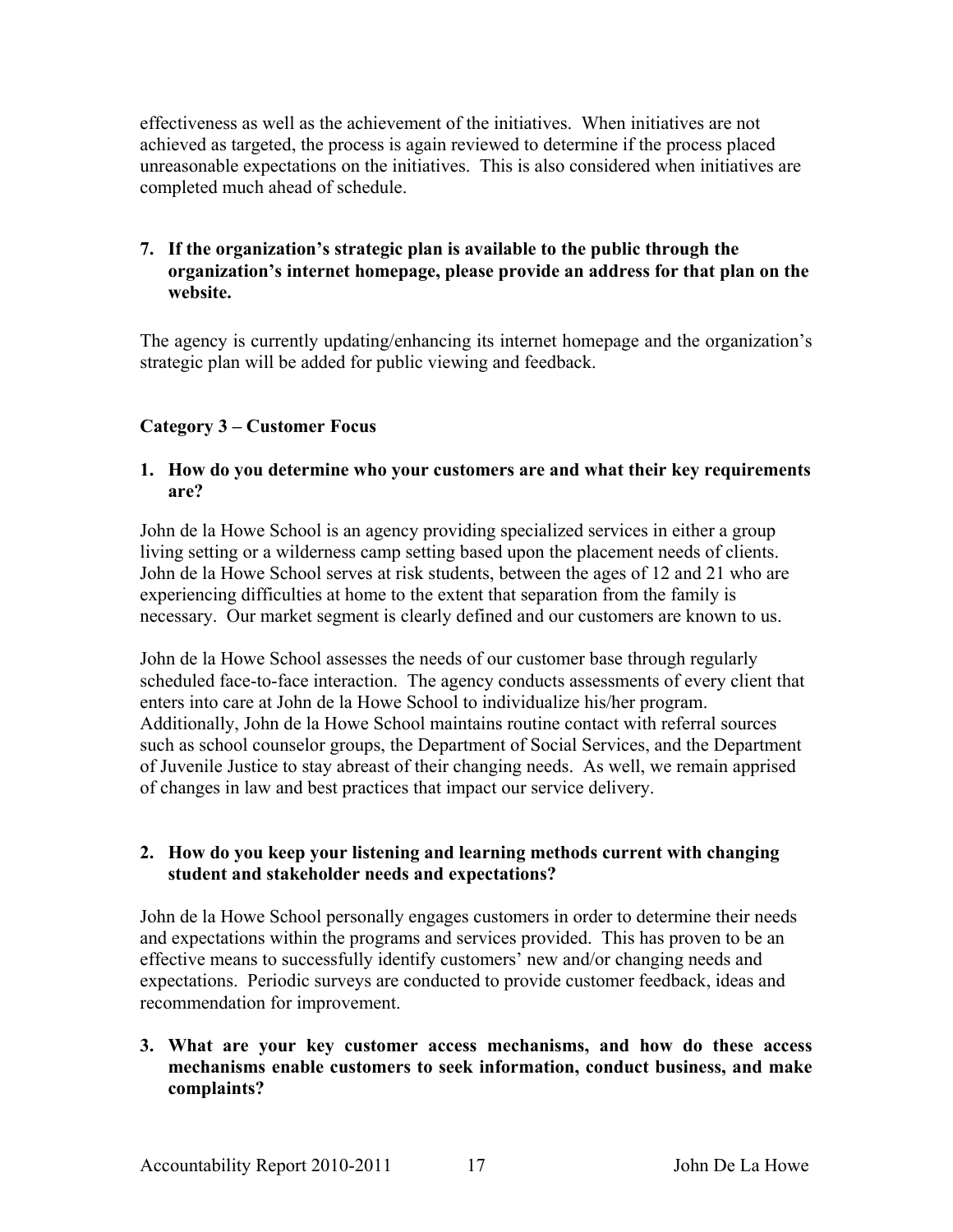effectiveness as well as the achievement of the initiatives. When initiatives are not achieved as targeted, the process is again reviewed to determine if the process placed unreasonable expectations on the initiatives. This is also considered when initiatives are completed much ahead of schedule.

**7. If the organization's strategic plan is available to the public through the organization's internet homepage, please provide an address for that plan on the website.**

The agency is currently updating/enhancing its internet homepage and the organization's strategic plan will be added for public viewing and feedback.

## Category 3 – Customer Focus

**1. How do you determine who your customers are and what their key requirements are?**

John de la Howe School is an agency providing specialized services in either a group living setting or a wilderness camp setting based upon the placement needs of clients. John de la Howe School serves at risk students, between the ages of 12 and 21 who are experiencing difficulties at home to the extent that separation from the family is necessary. Our market segment is clearly defined and our customers are known to us.

John de la Howe School assesses the needs of our customer base through regularly scheduled face-to-face interaction. The agency conducts assessments of every client that enters into care at John de la Howe School to individualize his/her program. Additionally, John de la Howe School maintains routine contact with referral sources such as school counselor groups, the Department of Social Services, and the Department of Juvenile Justice to stay abreast of their changing needs. As well, we remain apprised of changes in law and best practices that impact our service delivery.

**2. How do you keep your listening and learning methods current with changing student and stakeholder needs and expectations?**

John de la Howe School personally engages customers in order to determine their needs and expectations within the programs and services provided. This has proven to be an effective means to successfully identify customers' new and/or changing needs and expectations. Periodic surveys are conducted to provide customer feedback, ideas and recommendation for improvement.

**3. What are your key customer access mechanisms, and how do these access mechanisms enable customers to seek information, conduct business, and make complaints?**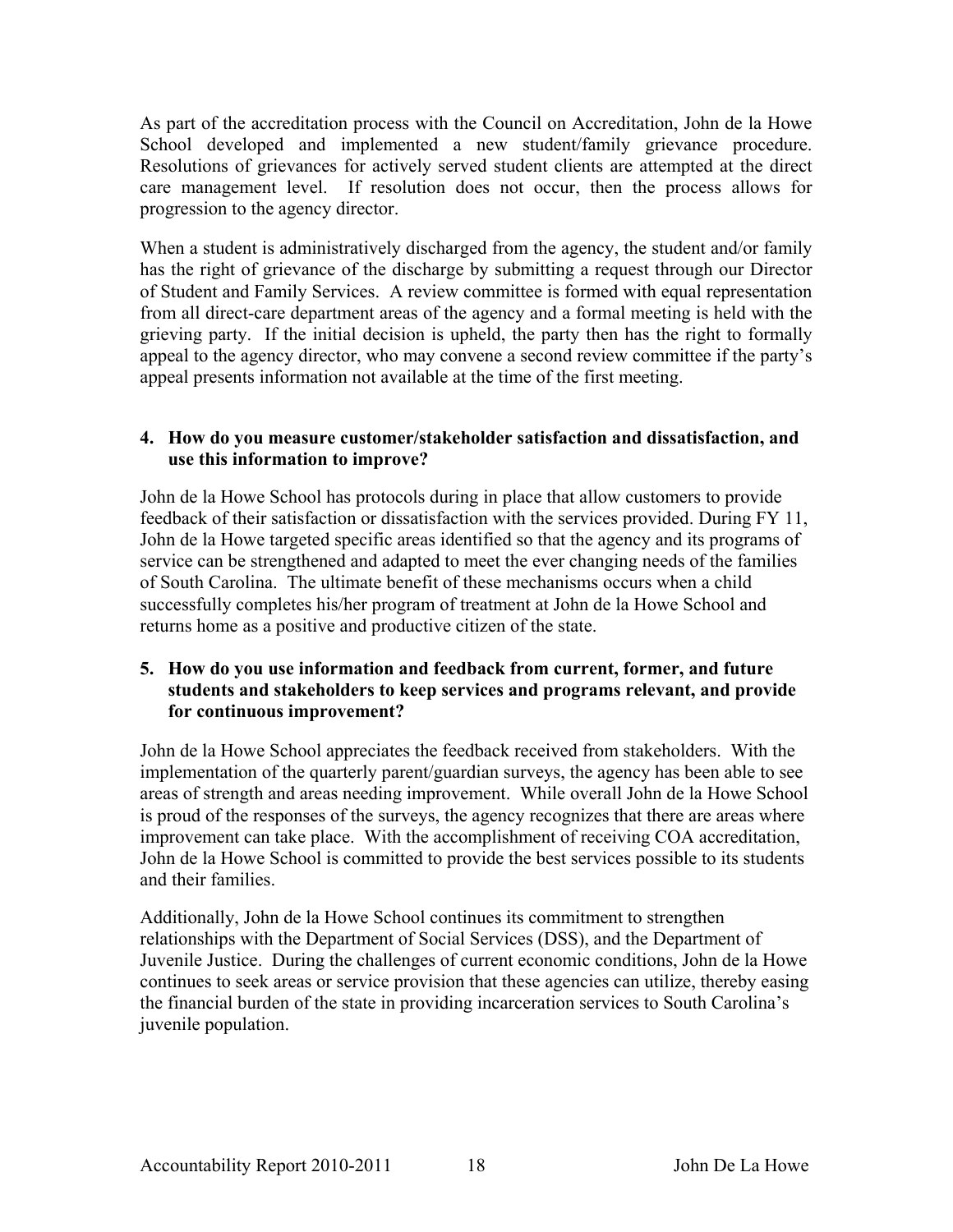As part of the accreditation process with the Council on Accreditation, John de la Howe School developed and implemented a new student/family grievance procedure. Resolutions of grievances for actively served student clients are attempted at the direct care management level. If resolution does not occur, then the process allows for progression to the agency director.

When a student is administratively discharged from the agency, the student and/or family has the right of grievance of the discharge by submitting a request through our Director of Student and Family Services. A review committee is formed with equal representation from all direct-care department areas of the agency and a formal meeting is held with the grieving party. If the initial decision is upheld, the party then has the right to formally appeal to the agency director, who may convene a second review committee if the party's appeal presents information not available at the time of the first meeting.

**4. How do you measure customer/stakeholder satisfaction and dissatisfaction, and use this information to improve?**

John de la Howe School has protocols during in place that allow customers to provide feedback of their satisfaction or dissatisfaction with the services provided. During FY 11, John de la Howe targeted specific areas identified so that the agency and its programs of service can be strengthened and adapted to meet the ever changing needs of the families of South Carolina. The ultimate benefit of these mechanisms occurs when a child successfully completes his/her program of treatment at John de la Howe School and returns home as a positive and productive citizen of the state.

**5. How do you use information and feedback from current, former, and future students and stakeholders to keep services and programs relevant, and provide for continuous improvement?**

John de la Howe School appreciates the feedback received from stakeholders. With the implementation of the quarterly parent/guardian surveys, the agency has been able to see areas of strength and areas needing improvement. While overall John de la Howe School is proud of the responses of the surveys, the agency recognizes that there are areas where improvement can take place. With the accomplishment of receiving COA accreditation, John de la Howe School is committed to provide the best services possible to its students and their families.

Additionally, John de la Howe School continues its commitment to strengthen relationships with the Department of Social Services (DSS), and the Department of Juvenile Justice. During the challenges of current economic conditions, John de la Howe continues to seek areas or service provision that these agencies can utilize, thereby easing the financial burden of the state in providing incarceration services to South Carolina's juvenile population.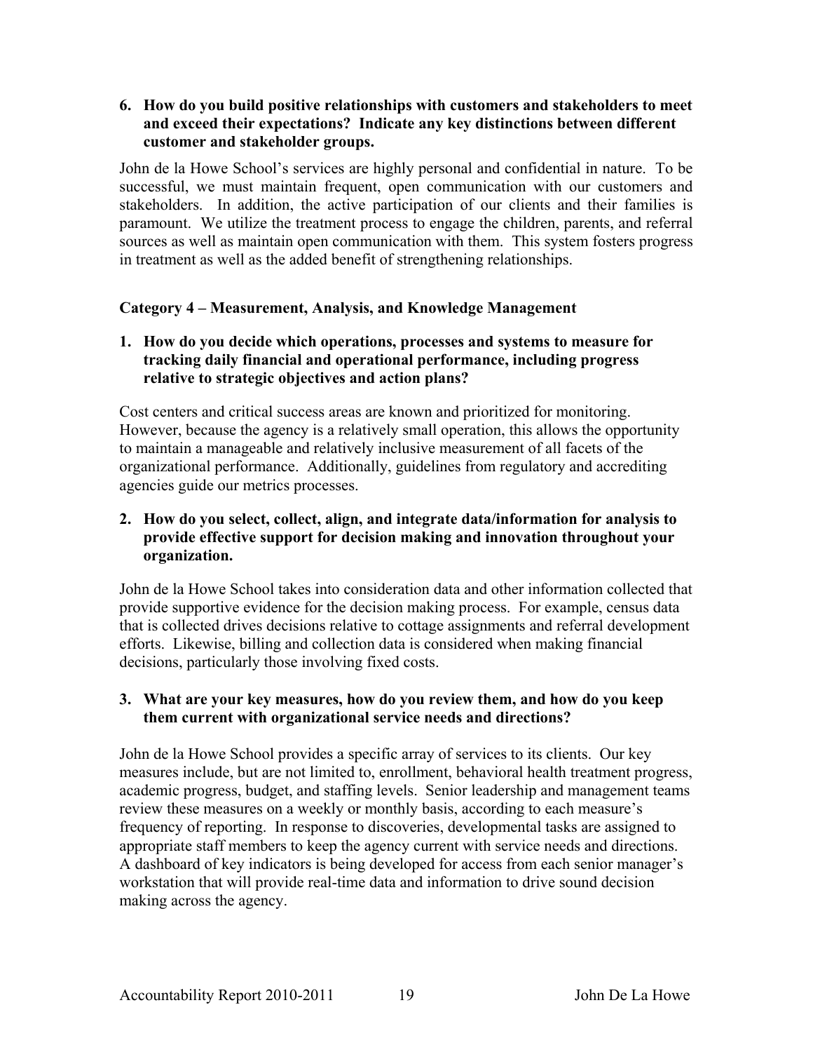**6. How do you build positive relationships with customers and stakeholders to meet and exceed their expectations? Indicate any key distinctions between different customer and stakeholder groups.**

John de la Howe School's services are highly personal and confidential in nature. To be successful, we must maintain frequent, open communication with our customers and stakeholders. In addition, the active participation of our clients and their families is paramount. We utilize the treatment process to engage the children, parents, and referral sources as well as maintain open communication with them. This system fosters progress in treatment as well as the added benefit of strengthening relationships.

**Category 4 – Measurement, Analysis, and Knowledge Management**

**1. How do you decide which operations, processes and systems to measure for tracking daily financial and operational performance, including progress relative to strategic objectives and action plans?**

Cost centers and critical success areas are known and prioritized for monitoring. However, because the agency is a relatively small operation, this allows the opportunity to maintain a manageable and relatively inclusive measurement of all facets of the organizational performance. Additionally, guidelines from regulatory and accrediting agencies guide our metrics processes.

**2. How do you select, collect, align, and integrate data/information for analysis to provide effective support for decision making and innovation throughout your organization.**

John de la Howe School takes into consideration data and other information collected that provide supportive evidence for the decision making process. For example, census data that is collected drives decisions relative to cottage assignments and referral development efforts. Likewise, billing and collection data is considered when making financial decisions, particularly those involving fixed costs.

**3. What are your key measures, how do you review them, and how do you keep them current with organizational service needs and directions?**

John de la Howe School provides a specific array of services to its clients. Our key measures include, but are not limited to, enrollment, behavioral health treatment progress, academic progress, budget, and staffing levels. Senior leadership and management teams review these measures on a weekly or monthly basis, according to each measure's frequency of reporting. In response to discoveries, developmental tasks are assigned to appropriate staff members to keep the agency current with service needs and directions. A dashboard of key indicators is being developed for access from each senior manager's workstation that will provide real-time data and information to drive sound decision making across the agency.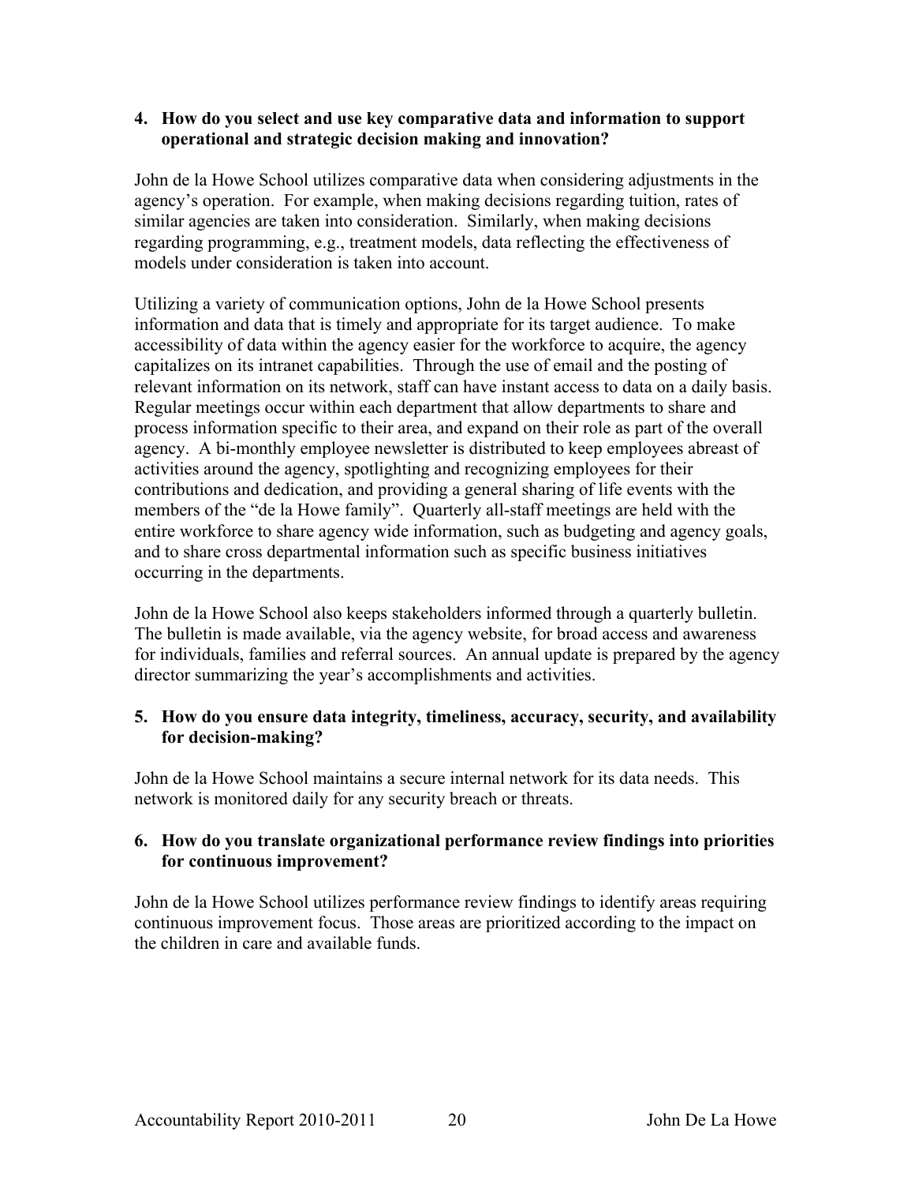**4. How do you select and use key comparative data and information to support operational and strategic decision making and innovation?**

John de la Howe School utilizes comparative data when considering adjustments in the agency's operation. For example, when making decisions regarding tuition, rates of similar agencies are taken into consideration. Similarly, when making decisions regarding programming, e.g., treatment models, data reflecting the effectiveness of models under consideration is taken into account.

Utilizing a variety of communication options, John de la Howe School presents information and data that is timely and appropriate for its target audience. To make accessibility of data within the agency easier for the workforce to acquire, the agency capitalizes on its intranet capabilities. Through the use of email and the posting of relevant information on its network, staff can have instant access to data on a daily basis. Regular meetings occur within each department that allow departments to share and process information specific to their area, and expand on their role as part of the overall agency. A bi-monthly employee newsletter is distributed to keep employees abreast of activities around the agency, spotlighting and recognizing employees for their contributions and dedication, and providing a general sharing of life events with the members of the "de la Howe family". Quarterly all-staff meetings are held with the entire workforce to share agency wide information, such as budgeting and agency goals, and to share cross departmental information such as specific business initiatives occurring in the departments.

John de la Howe School also keeps stakeholders informed through a quarterly bulletin. The bulletin is made available, via the agency website, for broad access and awareness for individuals, families and referral sources. An annual update is prepared by the agency director summarizing the year's accomplishments and activities.

**5. How do you ensure data integrity, timeliness, accuracy, security, and availability for decision-making?**

John de la Howe School maintains a secure internal network for its data needs. This network is monitored daily for any security breach or threats.

**6. How do you translate organizational performance review findings into priorities for continuous improvement?**

John de la Howe School utilizes performance review findings to identify areas requiring continuous improvement focus. Those areas are prioritized according to the impact on the children in care and available funds.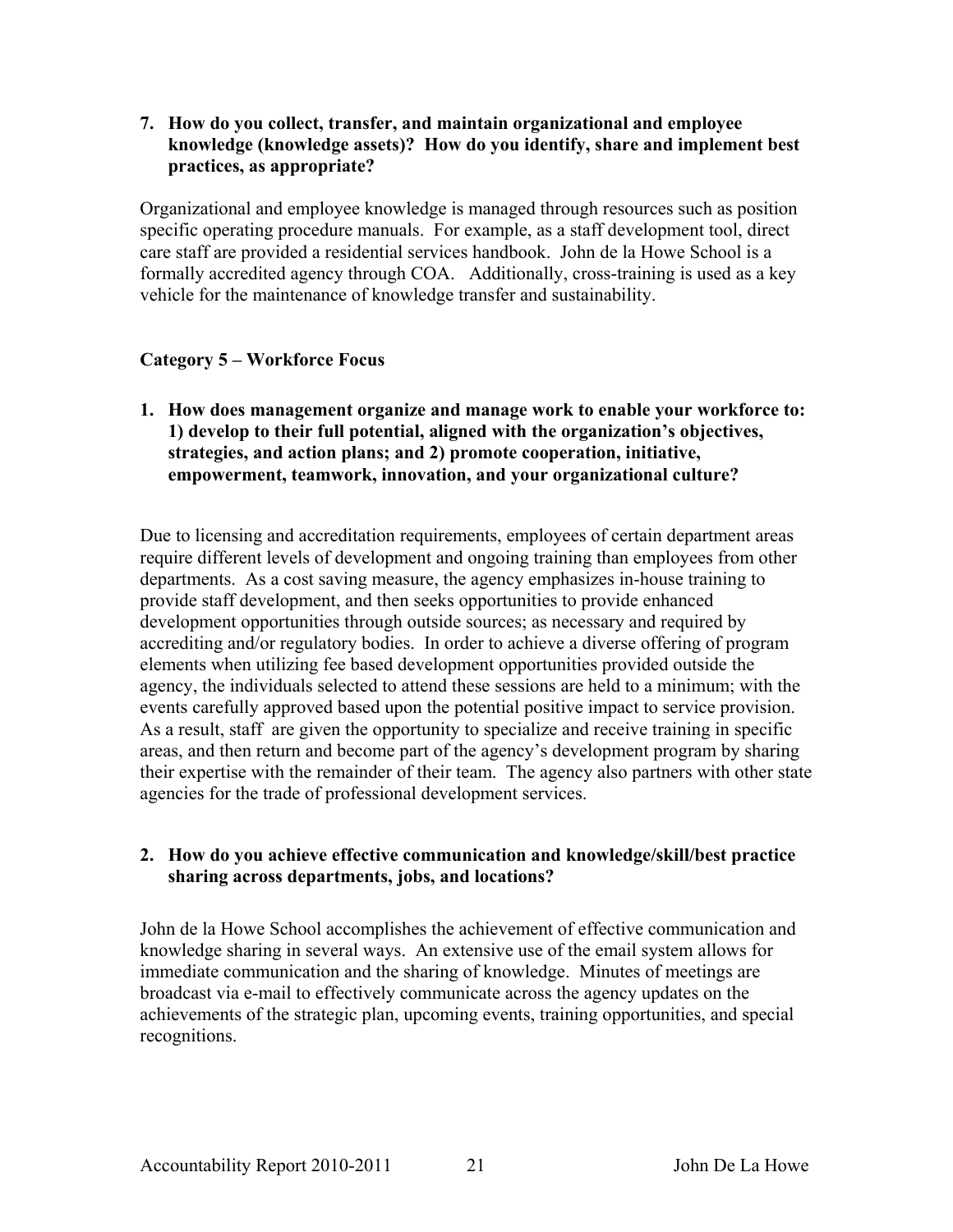**7. How do you collect, transfer, and maintain organizational and employee knowledge (knowledge assets)? How do you identify, share and implement best practices, as appropriate?**

Organizational and employee knowledge is managed through resources such as position specific operating procedure manuals. For example, as a staff development tool, direct care staff are provided a residential services handbook. John de la Howe School is a formally accredited agency through COA. Additionally, cross-training is used as a key vehicle for the maintenance of knowledge transfer and sustainability.

### Category 5 – Workforce Focus

**1. How does management organize and manage work to enable your workforce to: 1) develop to their full potential, aligned with the organization's objectives, strategies, and action plans; and 2) promote cooperation, initiative, empowerment, teamwork, innovation, and your organizational culture?**

Due to licensing and accreditation requirements, employees of certain department areas require different levels of development and ongoing training than employees from other departments. As a cost saving measure, the agency emphasizes in-house training to provide staff development, and then seeks opportunities to provide enhanced development opportunities through outside sources; as necessary and required by accrediting and/or regulatory bodies. In order to achieve a diverse offering of program elements when utilizing fee based development opportunities provided outside the agency, the individuals selected to attend these sessions are held to a minimum; with the events carefully approved based upon the potential positive impact to service provision. As a result, staff are given the opportunity to specialize and receive training in specific areas, and then return and become part of the agency's development program by sharing their expertise with the remainder of their team. The agency also partners with other state agencies for the trade of professional development services.

**2. How do you achieve effective communication and knowledge/skill/best practice sharing across departments, jobs, and locations?**

John de la Howe School accomplishes the achievement of effective communication and knowledge sharing in several ways. An extensive use of the email system allows for immediate communication and the sharing of knowledge. Minutes of meetings are broadcast via e-mail to effectively communicate across the agency updates on the achievements of the strategic plan, upcoming events, training opportunities, and special recognitions.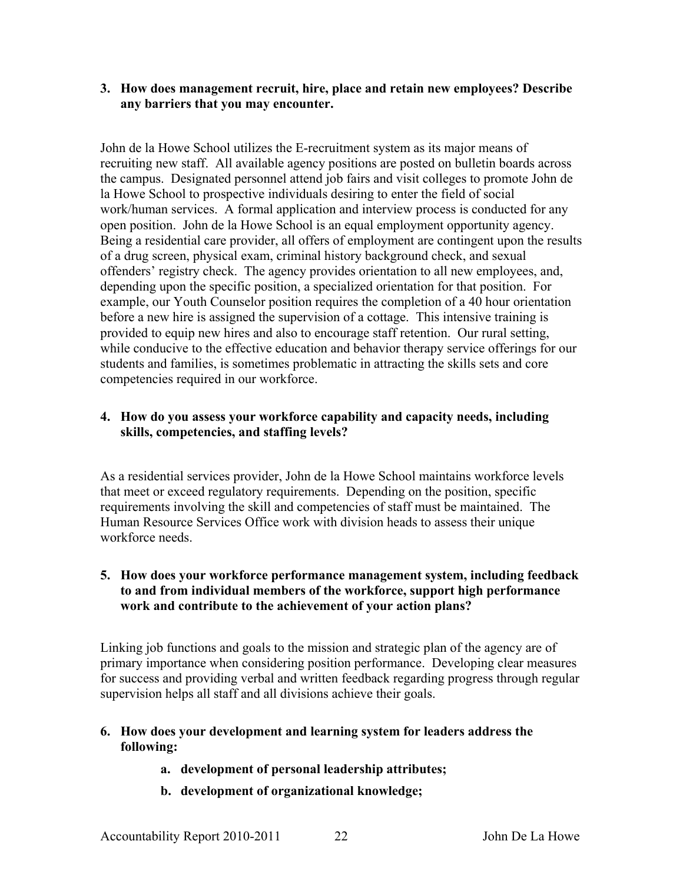**3. How does management recruit, hire, place and retain new employees? Describe any barriers that you may encounter.**

John de la Howe School utilizes the E-recruitment system as its major means of recruiting new staff. All available agency positions are posted on bulletin boards across the campus. Designated personnel attend job fairs and visit colleges to promote John de la Howe School to prospective individuals desiring to enter the field of social work/human services. A formal application and interview process is conducted for any open position. John de la Howe School is an equal employment opportunity agency. Being a residential care provider, all offers of employment are contingent upon the results of a drug screen, physical exam, criminal history background check, and sexual offenders' registry check. The agency provides orientation to all new employees, and, depending upon the specific position, a specialized orientation for that position. For example, our Youth Counselor position requires the completion of a 40 hour orientation before a new hire is assigned the supervision of a cottage. This intensive training is provided to equip new hires and also to encourage staff retention. Our rural setting, while conducive to the effective education and behavior therapy service offerings for our students and families, is sometimes problematic in attracting the skills sets and core competencies required in our workforce.

**4. How do you assess your workforce capability and capacity needs, including skills, competencies, and staffing levels?**

As a residential services provider, John de la Howe School maintains workforce levels that meet or exceed regulatory requirements. Depending on the position, specific requirements involving the skill and competencies of staff must be maintained. The Human Resource Services Office work with division heads to assess their unique workforce needs.

**5. How does your workforce performance management system, including feedback to and from individual members of the workforce, support high performance work and contribute to the achievement of your action plans?**

Linking job functions and goals to the mission and strategic plan of the agency are of primary importance when considering position performance. Developing clear measures for success and providing verbal and written feedback regarding progress through regular supervision helps all staff and all divisions achieve their goals.

**6. How does your development and learning system for leaders address the following:**

- **a. development of personal leadership attributes;**
- **b. development of organizational knowledge;**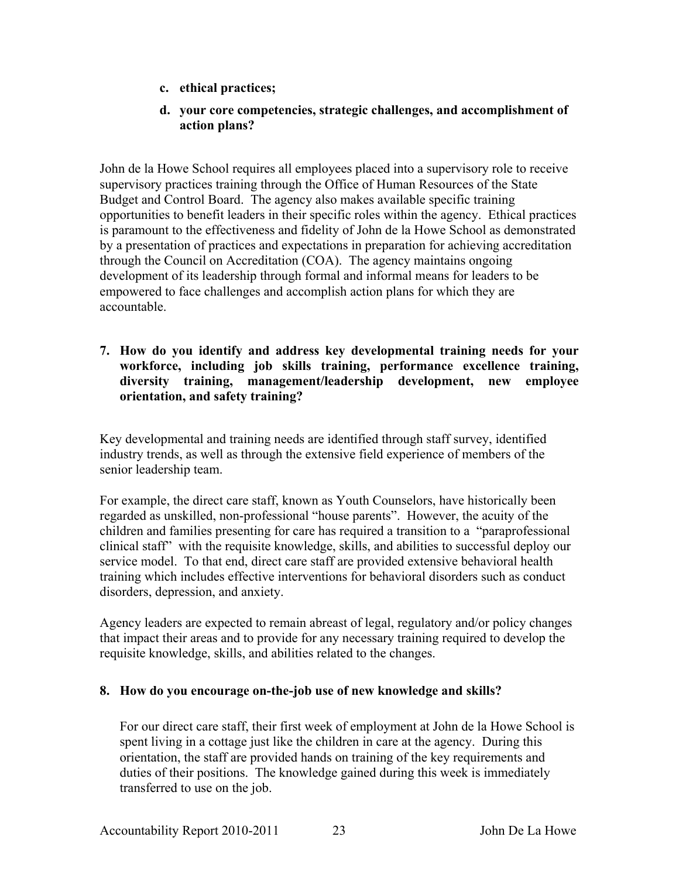**c. ethical practices;**

**d. your core competencies, strategic challenges, and accomplishment of action plans?**

John de la Howe School requires all employees placed into a supervisory role to receive supervisory practices training through the Office of Human Resources of the State Budget and Control Board. The agency also makes available specific training opportunities to benefit leaders in their specific roles within the agency. Ethical practices is paramount to the effectiveness and fidelity of John de la Howe School as demonstrated by a presentation of practices and expectations in preparation for achieving accreditation through the Council on Accreditation (COA). The agency maintains ongoing development of its leadership through formal and informal means for leaders to be empowered to face challenges and accomplish action plans for which they are accountable.

**7. How do you identify and address key developmental training needs for your workforce, including job skills training, performance excellence training, diversity training, management/leadership development, new employee orientation, and safety training?**

Key developmental and training needs are identified through staff survey, identified industry trends, as well as through the extensive field experience of members of the senior leadership team.

For example, the direct care staff, known as Youth Counselors, have historically been regarded as unskilled, non-professional "house parents". However, the acuity of the children and families presenting for care has required a transition to a "paraprofessional clinical staff" with the requisite knowledge, skills, and abilities to successful deploy our service model. To that end, direct care staff are provided extensive behavioral health training which includes effective interventions for behavioral disorders such as conduct disorders, depression, and anxiety.

Agency leaders are expected to remain abreast of legal, regulatory and/or policy changes that impact their areas and to provide for any necessary training required to develop the requisite knowledge, skills, and abilities related to the changes.

**8. How do you encourage on-the-job use of new knowledge and skills?**

For our direct care staff, their first week of employment at John de la Howe School is spent living in a cottage just like the children in care at the agency. During this orientation, the staff are provided hands on training of the key requirements and duties of their positions. The knowledge gained during this week is immediately transferred to use on the job.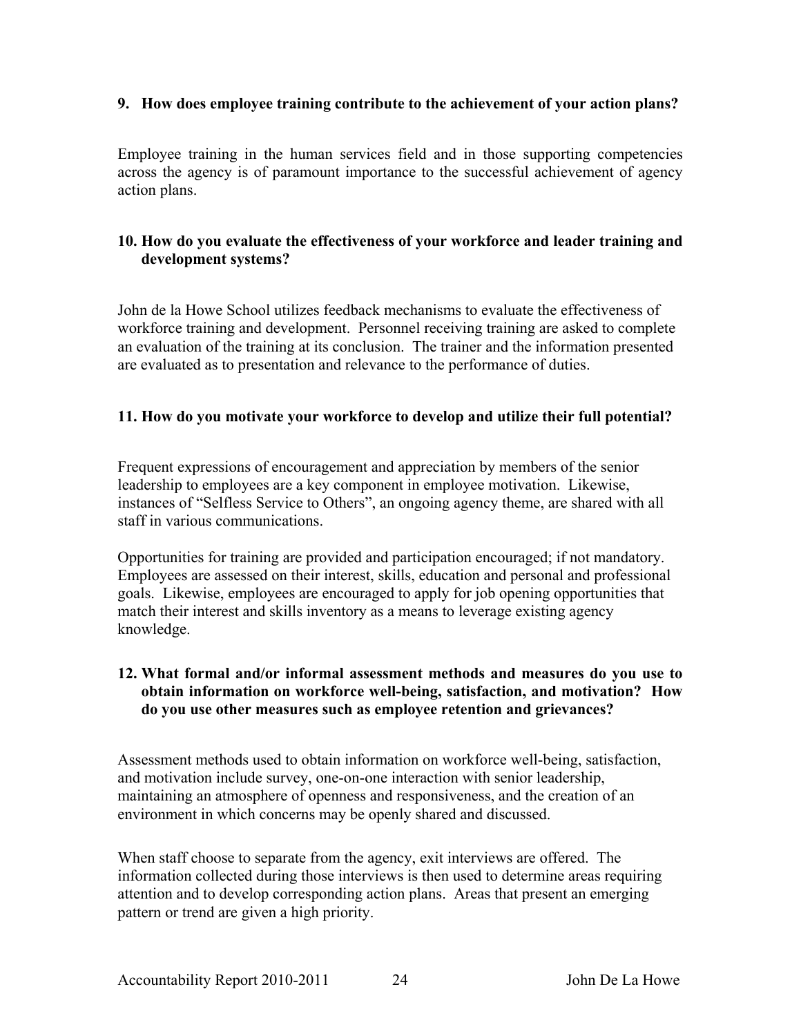**9. How does employee training contribute to the achievement of your action plans?**

Employee training in the human services field and in those supporting competencies across the agency is of paramount importance to the successful achievement of agency action plans.

**10. How do you evaluate the effectiveness of your workforce and leader training and development systems?**

John de la Howe School utilizes feedback mechanisms to evaluate the effectiveness of workforce training and development. Personnel receiving training are asked to complete an evaluation of the training at its conclusion. The trainer and the information presented are evaluated as to presentation and relevance to the performance of duties.

**11. How do you motivate your workforce to develop and utilize their full potential?**

Frequent expressions of encouragement and appreciation by members of the senior leadership to employees are a key component in employee motivation. Likewise, instances of "Selfless Service to Others", an ongoing agency theme, are shared with all staff in various communications.

Opportunities for training are provided and participation encouraged; if not mandatory. Employees are assessed on their interest, skills, education and personal and professional goals. Likewise, employees are encouraged to apply for job opening opportunities that match their interest and skills inventory as a means to leverage existing agency knowledge.

**12. What formal and/or informal assessment methods and measures do you use to obtain information on workforce well-being, satisfaction, and motivation? How do you use other measures such as employee retention and grievances?**

Assessment methods used to obtain information on workforce well-being, satisfaction, and motivation include survey, one-on-one interaction with senior leadership, maintaining an atmosphere of openness and responsiveness, and the creation of an environment in which concerns may be openly shared and discussed.

When staff choose to separate from the agency, exit interviews are offered. The information collected during those interviews is then used to determine areas requiring attention and to develop corresponding action plans. Areas that present an emerging pattern or trend are given a high priority.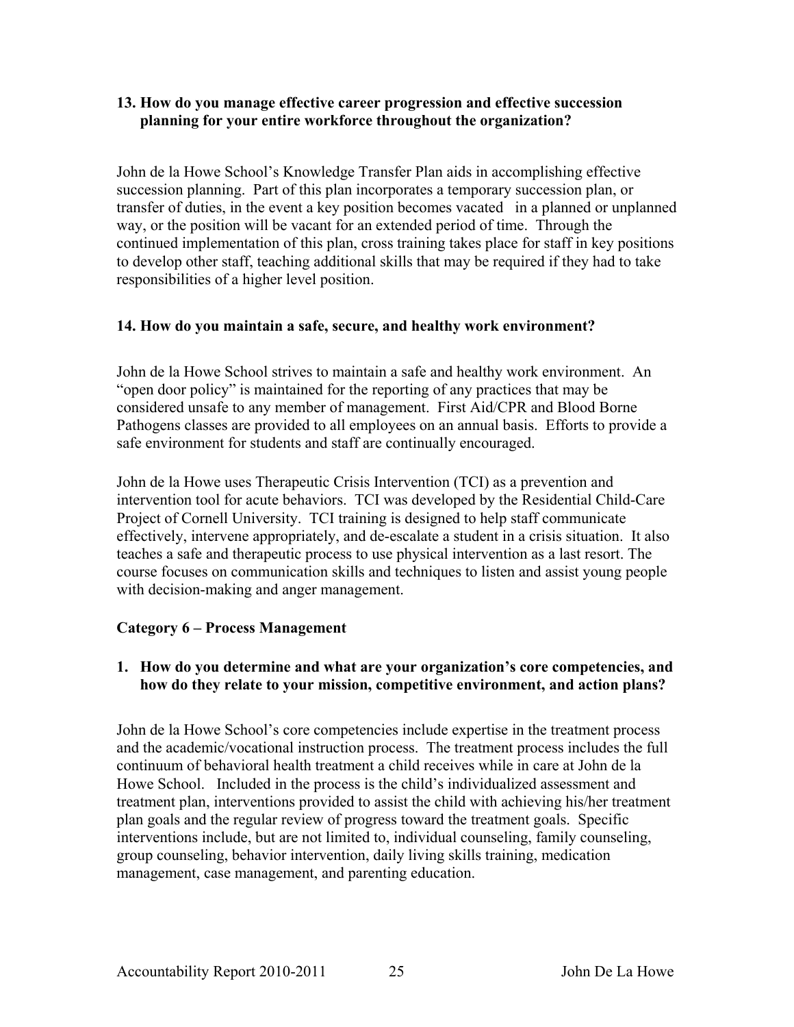**13. How do you manage effective career progression and effective succession planning for your entire workforce throughout the organization?**

John de la Howe School's Knowledge Transfer Plan aids in accomplishing effective succession planning. Part of this plan incorporates a temporary succession plan, or transfer of duties, in the event a key position becomes vacated in a planned or unplanned way, or the position will be vacant for an extended period of time. Through the continued implementation of this plan, cross training takes place for staff in key positions to develop other staff, teaching additional skills that may be required if they had to take responsibilities of a higher level position.

**14. How do you maintain a safe, secure, and healthy work environment?**

John de la Howe School strives to maintain a safe and healthy work environment. An "open door policy" is maintained for the reporting of any practices that may be considered unsafe to any member of management. First Aid/CPR and Blood Borne Pathogens classes are provided to all employees on an annual basis. Efforts to provide a safe environment for students and staff are continually encouraged.

John de la Howe uses Therapeutic Crisis Intervention (TCI) as a prevention and intervention tool for acute behaviors. TCI was developed by the Residential Child-Care Project of Cornell University. TCI training is designed to help staff communicate effectively, intervene appropriately, and de-escalate a student in a crisis situation. It also teaches a safe and therapeutic process to use physical intervention as a last resort. The course focuses on communication skills and techniques to listen and assist young people with decision-making and anger management.

## Category 6 – Process Management

**1. How do you determine and what are your organization's core competencies, and how do they relate to your mission, competitive environment, and action plans?**

John de la Howe School's core competencies include expertise in the treatment process and the academic/vocational instruction process. The treatment process includes the full continuum of behavioral health treatment a child receives while in care at John de la Howe School. Included in the process is the child's individualized assessment and treatment plan, interventions provided to assist the child with achieving his/her treatment plan goals and the regular review of progress toward the treatment goals. Specific interventions include, but are not limited to, individual counseling, family counseling, group counseling, behavior intervention, daily living skills training, medication management, case management, and parenting education.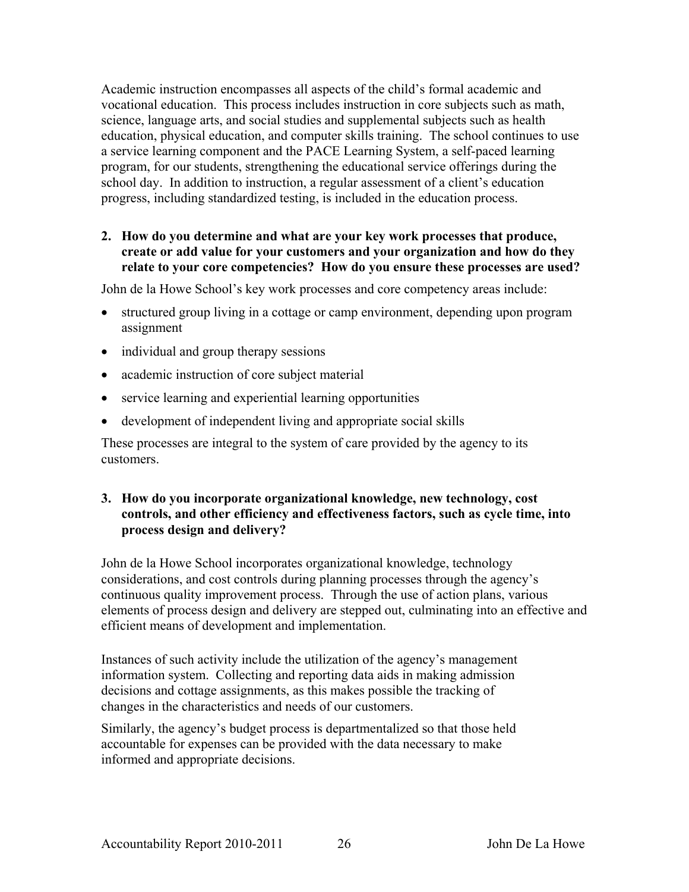Academic instruction encompasses all aspects of the child's formal academic and vocational education. This process includes instruction in core subjects such as math, science, language arts, and social studies and supplemental subjects such as health education, physical education, and computer skills training. The school continues to use a service learning component and the PACE Learning System, a self-paced learning program, for our students, strengthening the educational service offerings during the school day. In addition to instruction, a regular assessment of a client's education progress, including standardized testing, is included in the education process.

**2. How do you determine and what are your key work processes that produce, create or add value for your customers and your organization and how do they relate to your core competencies? How do you ensure these processes are used?**

John de la Howe School's key work processes and core competency areas include:

- structured group living in a cottage or camp environment, depending upon program assignment
- individual and group therapy sessions
- academic instruction of core subject material
- service learning and experiential learning opportunities
- development of independent living and appropriate social skills

These processes are integral to the system of care provided by the agency to its customers.

**3. How do you incorporate organizational knowledge, new technology, cost controls, and other efficiency and effectiveness factors, such as cycle time, into process design and delivery?**

John de la Howe School incorporates organizational knowledge, technology considerations, and cost controls during planning processes through the agency's continuous quality improvement process. Through the use of action plans, various elements of process design and delivery are stepped out, culminating into an effective and efficient means of development and implementation.

Instances of such activity include the utilization of the agency's management information system. Collecting and reporting data aids in making admission decisions and cottage assignments, as this makes possible the tracking of changes in the characteristics and needs of our customers.

Similarly, the agency's budget process is departmentalized so that those held accountable for expenses can be provided with the data necessary to make informed and appropriate decisions.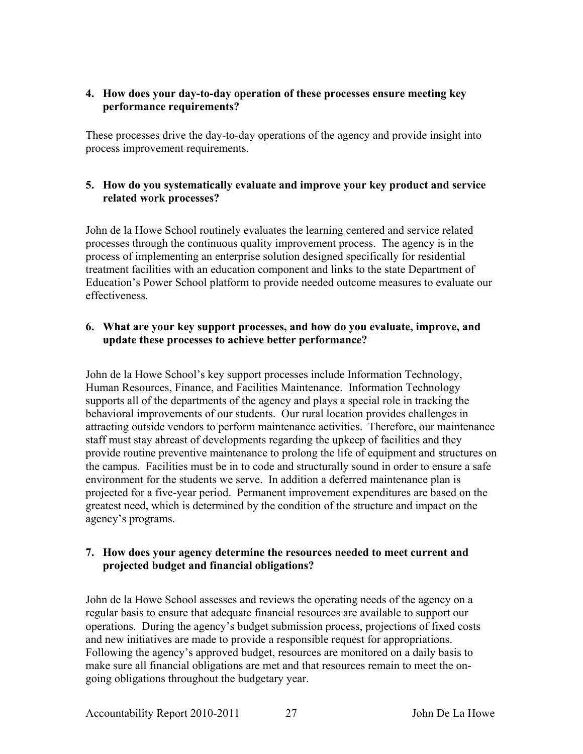**4. How does your day-to-day operation of these processes ensure meeting key performance requirements?**

These processes drive the day-to-day operations of the agency and provide insight into process improvement requirements.

**5. How do you systematically evaluate and improve your key product and service related work processes?**

John de la Howe School routinely evaluates the learning centered and service related processes through the continuous quality improvement process. The agency is in the process of implementing an enterprise solution designed specifically for residential treatment facilities with an education component and links to the state Department of Education's Power School platform to provide needed outcome measures to evaluate our effectiveness.

**6. What are your key support processes, and how do you evaluate, improve, and update these processes to achieve better performance?**

John de la Howe School's key support processes include Information Technology, Human Resources, Finance, and Facilities Maintenance. Information Technology supports all of the departments of the agency and plays a special role in tracking the behavioral improvements of our students. Our rural location provides challenges in attracting outside vendors to perform maintenance activities. Therefore, our maintenance staff must stay abreast of developments regarding the upkeep of facilities and they provide routine preventive maintenance to prolong the life of equipment and structures on the campus. Facilities must be in to code and structurally sound in order to ensure a safe environment for the students we serve. In addition a deferred maintenance plan is projected for a five-year period. Permanent improvement expenditures are based on the greatest need, which is determined by the condition of the structure and impact on the agency's programs.

**7. How does your agency determine the resources needed to meet current and projected budget and financial obligations?**

John de la Howe School assesses and reviews the operating needs of the agency on a regular basis to ensure that adequate financial resources are available to support our operations. During the agency's budget submission process, projections of fixed costs and new initiatives are made to provide a responsible request for appropriations. Following the agency's approved budget, resources are monitored on a daily basis to make sure all financial obligations are met and that resources remain to meet the on-going obligations throughout the budgetary year.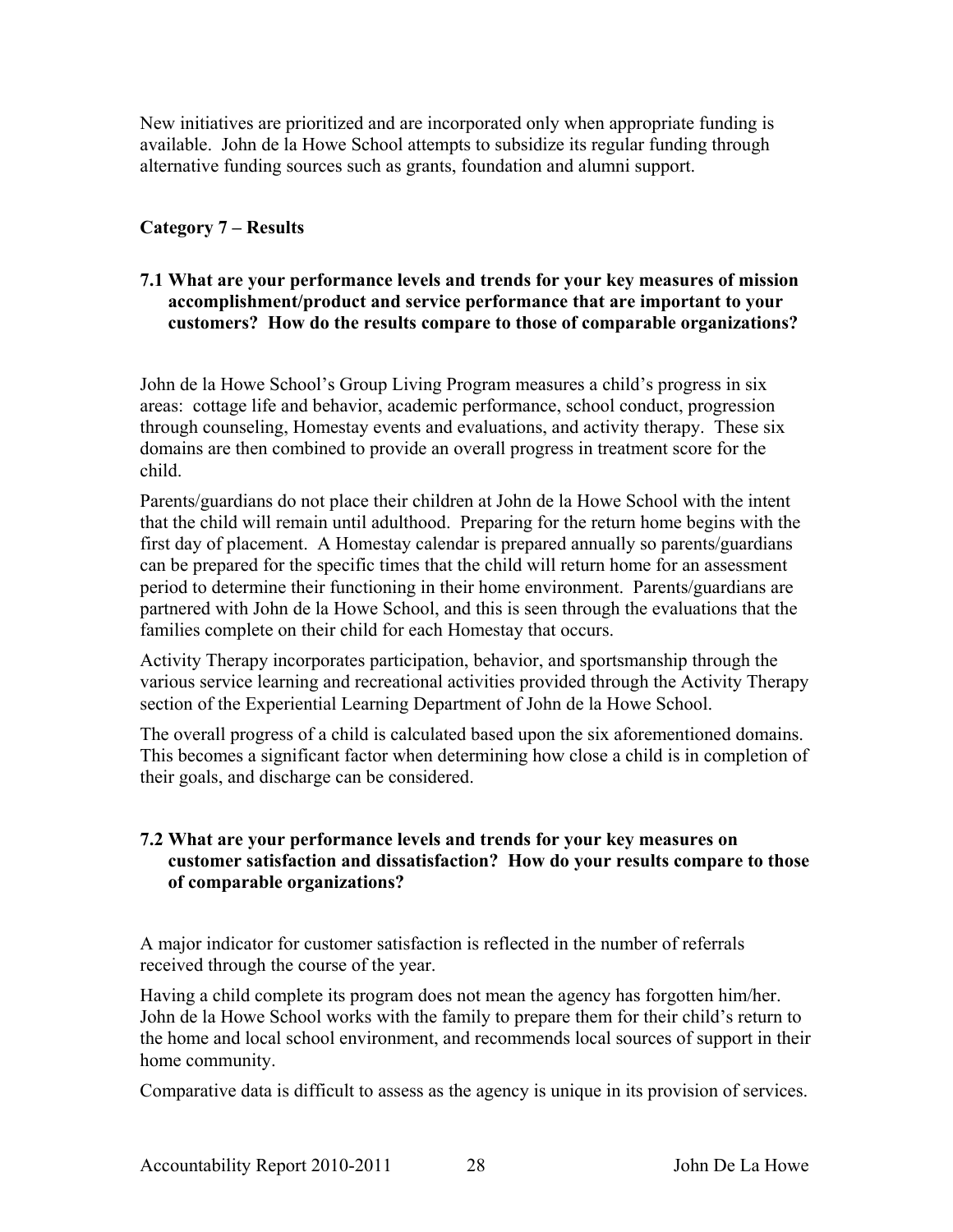New initiatives are prioritized and are incorporated only when appropriate funding is available. John de la Howe School attempts to subsidize its regular funding through alternative funding sources such as grants, foundation and alumni support.

## Category 7 – Results

### 7.1 What are your performance levels and trends for your key measures of mission accomplishment/product and service performance that are important to your customers? How do the results compare to those of comparable organizations?

John de la Howe School's Group Living Program measures a child's progress in six areas: cottage life and behavior, academic performance, school conduct, progression through counseling, Homestay events and evaluations, and activity therapy. These six domains are then combined to provide an overall progress in treatment score for the child.

Parents/guardians do not place their children at John de la Howe School with the intent that the child will remain until adulthood. Preparing for the return home begins with the first day of placement. A Homestay calendar is prepared annually so parents/guardians can be prepared for the specific times that the child will return home for an assessment period to determine their functioning in their home environment. Parents/guardians are partnered with John de la Howe School, and this is seen through the evaluations that the families complete on their child for each Homestay that occurs.

Activity Therapy incorporates participation, behavior, and sportsmanship through the various service learning and recreational activities provided through the Activity Therapy section of the Experiential Learning Department of John de la Howe School.

The overall progress of a child is calculated based upon the six aforementioned domains. This becomes a significant factor when determining how close a child is in completion of their goals, and discharge can be considered.

### 7.2 What are your performance levels and trends for your key measures on customer satisfaction and dissatisfaction? How do your results compare to those of comparable organizations?

A major indicator for customer satisfaction is reflected in the number of referrals received through the course of the year.

Having a child complete its program does not mean the agency has forgotten him/her. John de la Howe School works with the family to prepare them for their child's return to the home and local school environment, and recommends local sources of support in their home community.

Comparative data is difficult to assess as the agency is unique in its provision of services.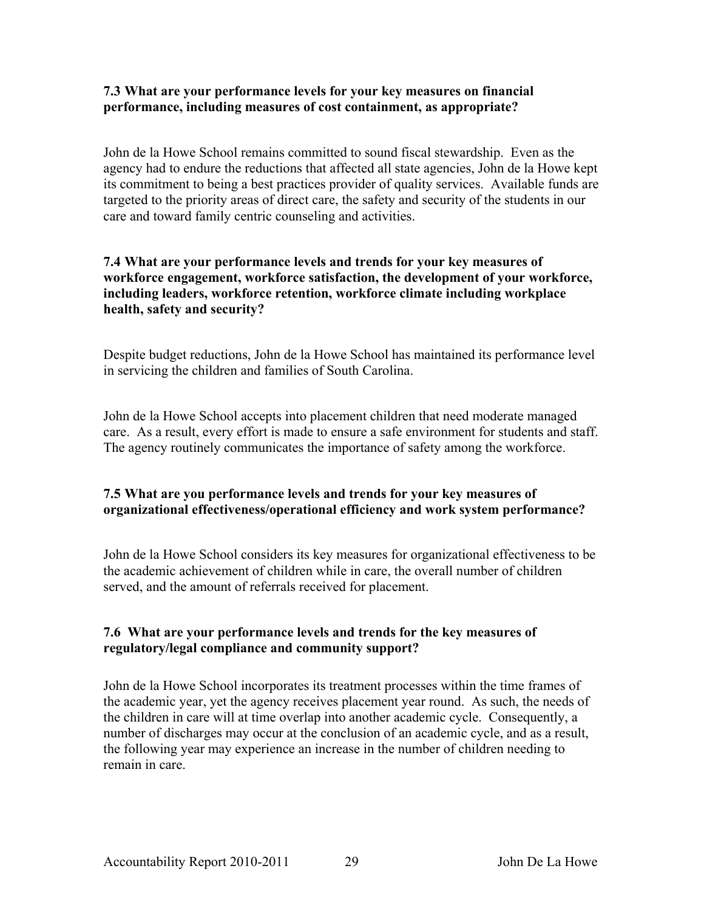**7.3 What are your performance levels for your key measures on financial performance, including measures of cost containment, as appropriate?**

John de la Howe School remains committed to sound fiscal stewardship. Even as the agency had to endure the reductions that affected all state agencies, John de la Howe kept its commitment to being a best practices provider of quality services. Available funds are targeted to the priority areas of direct care, the safety and security of the students in our care and toward family centric counseling and activities.

**7.4 What are your performance levels and trends for your key measures of workforce engagement, workforce satisfaction, the development of your workforce, including leaders, workforce retention, workforce climate including workplace health, safety and security?**

Despite budget reductions, John de la Howe School has maintained its performance level in servicing the children and families of South Carolina.

John de la Howe School accepts into placement children that need moderate managed care. As a result, every effort is made to ensure a safe environment for students and staff. The agency routinely communicates the importance of safety among the workforce.

**7.5 What are you performance levels and trends for your key measures of organizational effectiveness/operational efficiency and work system performance?**

John de la Howe School considers its key measures for organizational effectiveness to be the academic achievement of children while in care, the overall number of children served, and the amount of referrals received for placement.

**7.6 What are your performance levels and trends for the key measures of regulatory/legal compliance and community support?**

John de la Howe School incorporates its treatment processes within the time frames of the academic year, yet the agency receives placement year round. As such, the needs of the children in care will at time overlap into another academic cycle. Consequently, a number of discharges may occur at the conclusion of an academic cycle, and as a result, the following year may experience an increase in the number of children needing to remain in care.